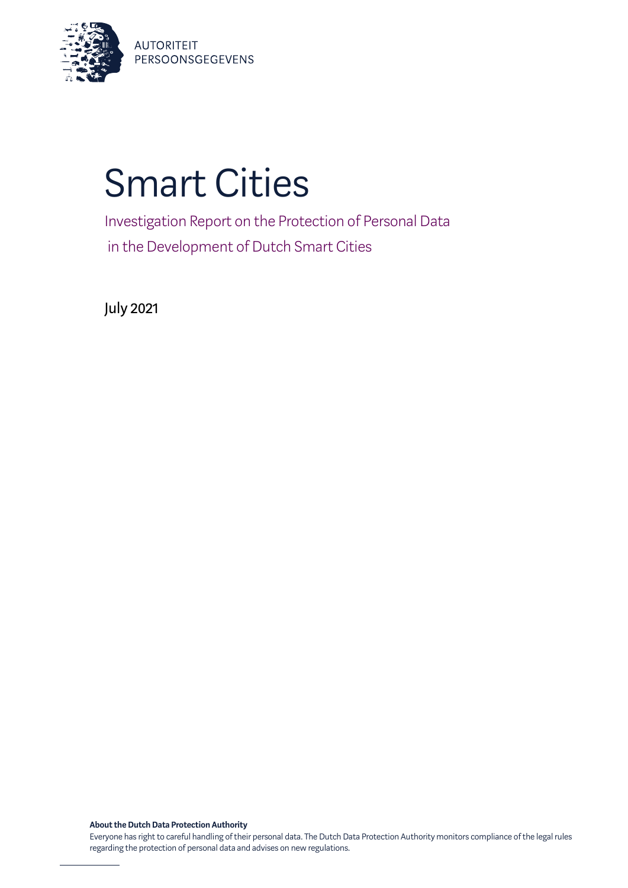AUTORITEIT
PERSOONSGEGEVENS

# Smart Cities

## Investigation Report on the Protection of Personal Data in the Development of Dutch Smart Cities

July 2021

**About the Dutch Data Protection Authority**

Everyone has right to careful handling of their personal data. The Dutch Data Protection Authority monitors compliance of the legal rules regarding the protection of personal data and advises on new regulations.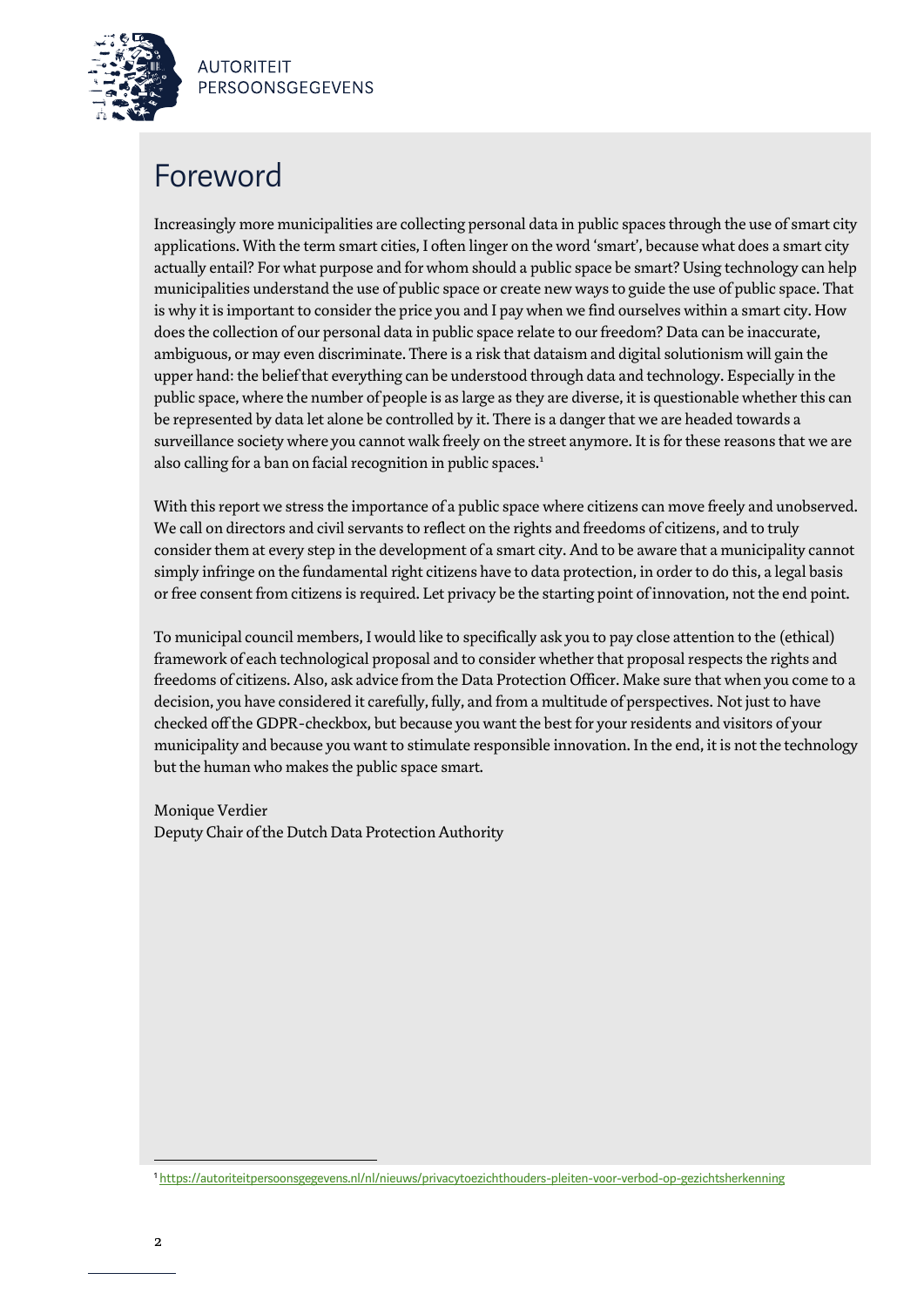# Foreword

Increasingly more municipalities are collecting personal data in public spaces through the use of smart city applications. With the term smart cities, I often linger on the word 'smart', because what does a smart city actually entail? For what purpose and for whom should a public space be smart? Using technology can help municipalities understand the use of public space or create new ways to guide the use of public space. That is why it is important to consider the price you and I pay when we find ourselves within a smart city. How does the collection of our personal data in public space relate to our freedom? Data can be inaccurate, ambiguous, or may even discriminate. There is a risk that dataism and digital solutionism will gain the upper hand: the belief that everything can be understood through data and technology. Especially in the public space, where the number of people is as large as they are diverse, it is questionable whether this can be represented by data let alone be controlled by it. There is a danger that we are headed towards a surveillance society where you cannot walk freely on the street anymore. It is for these reasons that we are also calling for a ban on facial recognition in public spaces.[1]

With this report we stress the importance of a public space where citizens can move freely and unobserved. We call on directors and civil servants to reflect on the rights and freedoms of citizens, and to truly consider them at every step in the development of a smart city. And to be aware that a municipality cannot simply infringe on the fundamental right citizens have to data protection, in order to do this, a legal basis or free consent from citizens is required. Let privacy be the starting point of innovation, not the end point.

To municipal council members, I would like to specifically ask you to pay close attention to the (ethical) framework of each technological proposal and to consider whether that proposal respects the rights and freedoms of citizens. Also, ask advice from the Data Protection Officer. Make sure that when you come to a decision, you have considered it carefully, fully, and from a multitude of perspectives. Not just to have checked off the GDPR-checkbox, but because you want the best for your residents and visitors of your municipality and because you want to stimulate responsible innovation. In the end, it is not the technology but the human who makes the public space smart.

Monique Verdier
Deputy Chair of the Dutch Data Protection Authority

[1] https://autoriteitpersoonsgegevens.nl/nl/nieuws/privacytoezichthouders-pleiten-voor-verbod-op-gezichtsherkenning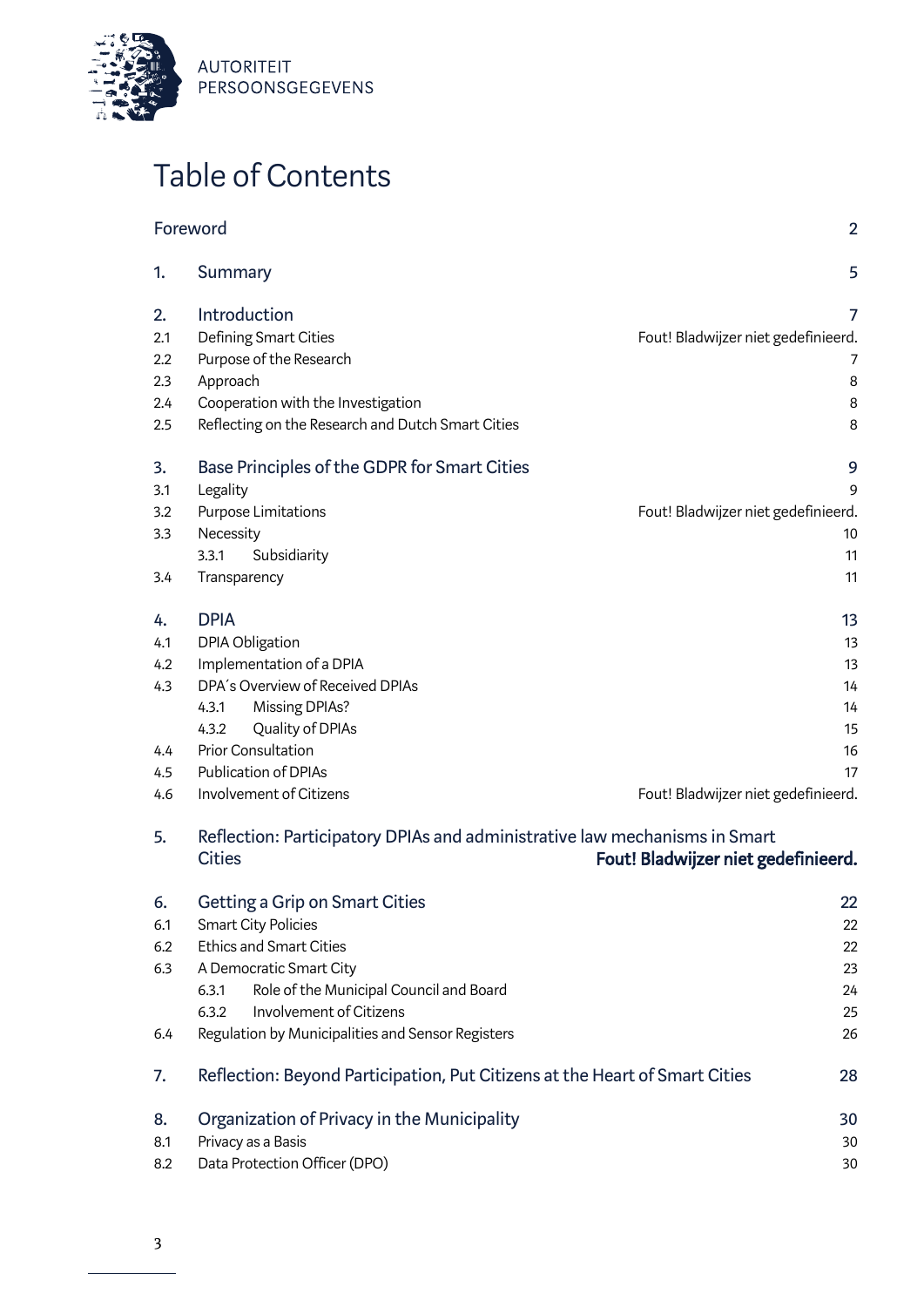# Table of Contents

| | | |
|---|---|---|
| Foreword | | 2 |
| 1. | Summary | 5 |
| 2. | Introduction | 7 |
| 2.1 | Defining Smart Cities | Fout! Bladwijzer niet gedefinieerd. |
| 2.2 | Purpose of the Research | 7 |
| 2.3 | Approach | 8 |
| 2.4 | Cooperation with the Investigation | 8 |
| 2.5 | Reflecting on the Research and Dutch Smart Cities | 8 |
| 3. | Base Principles of the GDPR for Smart Cities | 9 |
| 3.1 | Legality | 9 |
| 3.2 | Purpose Limitations | Fout! Bladwijzer niet gedefinieerd. |
| 3.3 | Necessity | 10 |
| | 3.3.1 Subsidiarity | 11 |
| 3.4 | Transparency | 11 |
| 4. | DPIA | 13 |
| 4.1 | DPIA Obligation | 13 |
| 4.2 | Implementation of a DPIA | 13 |
| 4.3 | DPA´s Overview of Received DPIAs | 14 |
| | 4.3.1 Missing DPIAs? | 14 |
| | 4.3.2 Quality of DPIAs | 15 |
| 4.4 | Prior Consultation | 16 |
| 4.5 | Publication of DPIAs | 17 |
| 4.6 | Involvement of Citizens | Fout! Bladwijzer niet gedefinieerd. |
| 5. | Reflection: Participatory DPIAs and administrative law mechanisms in Smart Cities | **Fout! Bladwijzer niet gedefinieerd.** |
| 6. | Getting a Grip on Smart Cities | 22 |
| 6.1 | Smart City Policies | 22 |
| 6.2 | Ethics and Smart Cities | 22 |
| 6.3 | A Democratic Smart City | 23 |
| | 6.3.1 Role of the Municipal Council and Board | 24 |
| | 6.3.2 Involvement of Citizens | 25 |
| 6.4 | Regulation by Municipalities and Sensor Registers | 26 |
| 7. | Reflection: Beyond Participation, Put Citizens at the Heart of Smart Cities | 28 |
| 8. | Organization of Privacy in the Municipality | 30 |
| 8.1 | Privacy as a Basis | 30 |
| 8.2 | Data Protection Officer (DPO) | 30 |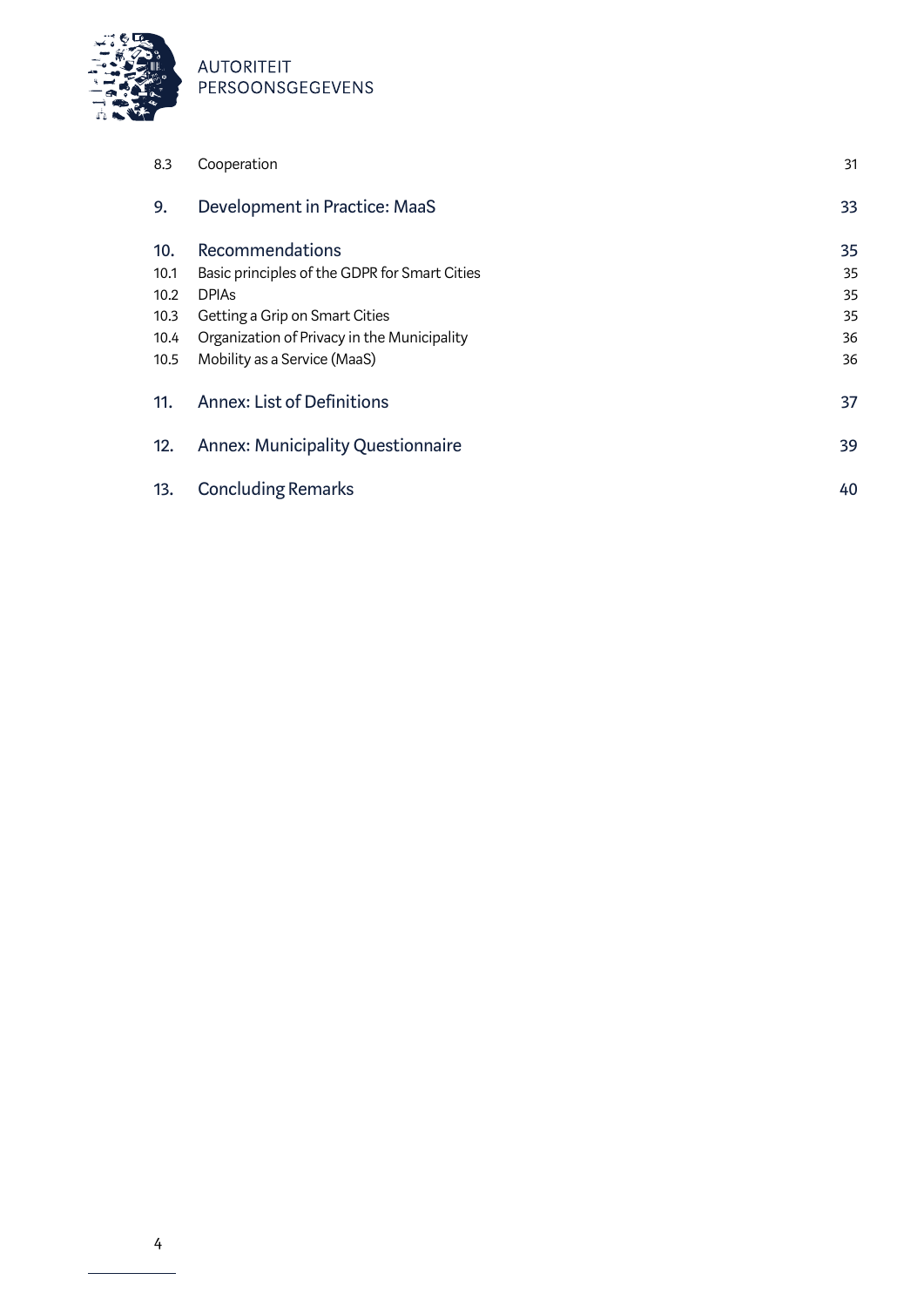| | | |
|---|---|---|
| 8.3 | Cooperation | 31 |
| **9.** | **Development in Practice: MaaS** | **33** |
| **10.** | **Recommendations** | **35** |
| 10.1 | Basic principles of the GDPR for Smart Cities | 35 |
| 10.2 | DPIAs | 35 |
| 10.3 | Getting a Grip on Smart Cities | 35 |
| 10.4 | Organization of Privacy in the Municipality | 36 |
| 10.5 | Mobility as a Service (MaaS) | 36 |
| **11.** | **Annex: List of Definitions** | **37** |
| **12.** | **Annex: Municipality Questionnaire** | **39** |
| **13.** | **Concluding Remarks** | **40** |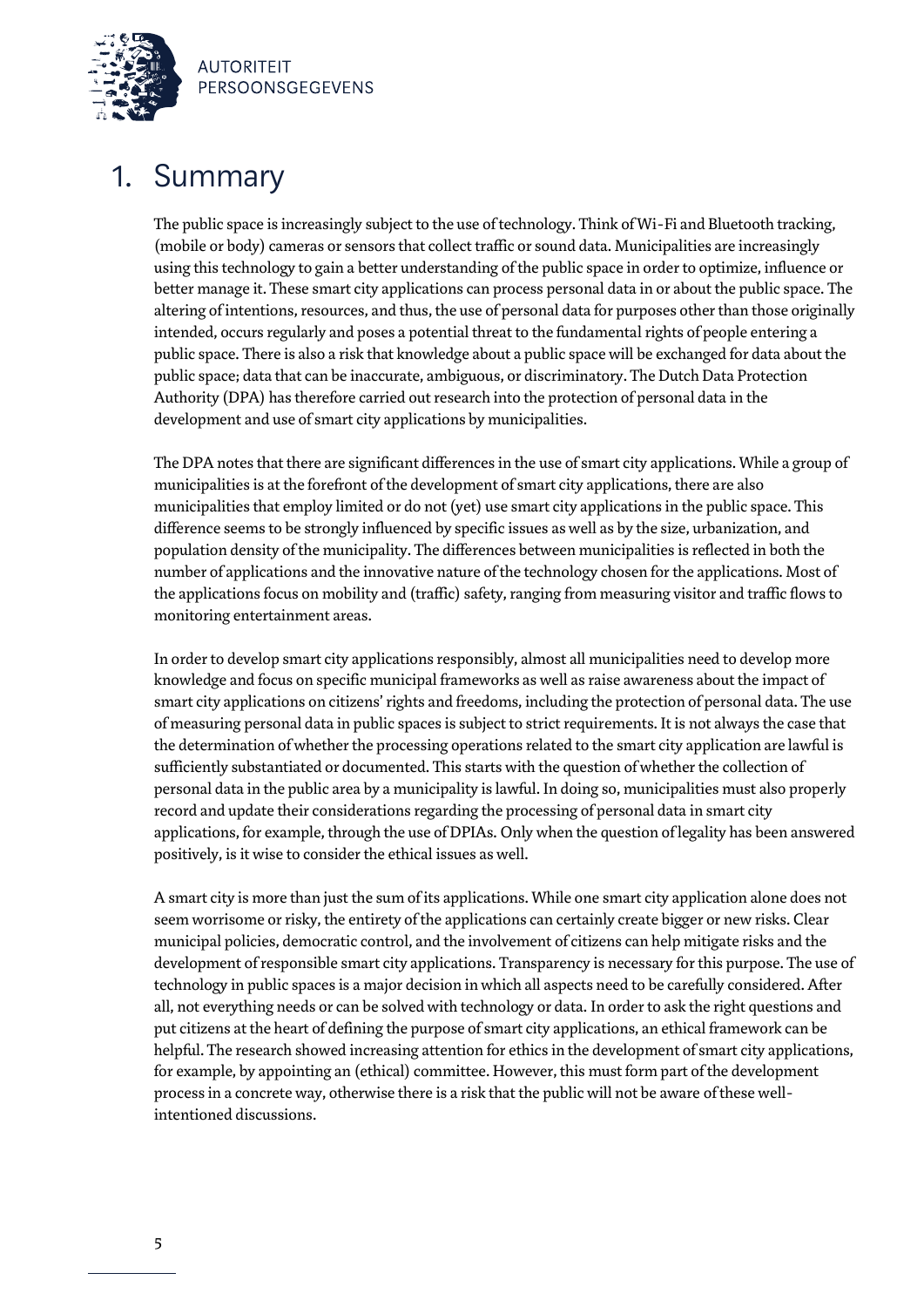# 1. Summary

The public space is increasingly subject to the use of technology. Think of Wi-Fi and Bluetooth tracking, (mobile or body) cameras or sensors that collect traffic or sound data. Municipalities are increasingly using this technology to gain a better understanding of the public space in order to optimize, influence or better manage it. These smart city applications can process personal data in or about the public space. The altering of intentions, resources, and thus, the use of personal data for purposes other than those originally intended, occurs regularly and poses a potential threat to the fundamental rights of people entering a public space. There is also a risk that knowledge about a public space will be exchanged for data about the public space; data that can be inaccurate, ambiguous, or discriminatory. The Dutch Data Protection Authority (DPA) has therefore carried out research into the protection of personal data in the development and use of smart city applications by municipalities.

The DPA notes that there are significant differences in the use of smart city applications. While a group of municipalities is at the forefront of the development of smart city applications, there are also municipalities that employ limited or do not (yet) use smart city applications in the public space. This difference seems to be strongly influenced by specific issues as well as by the size, urbanization, and population density of the municipality. The differences between municipalities is reflected in both the number of applications and the innovative nature of the technology chosen for the applications. Most of the applications focus on mobility and (traffic) safety, ranging from measuring visitor and traffic flows to monitoring entertainment areas.

In order to develop smart city applications responsibly, almost all municipalities need to develop more knowledge and focus on specific municipal frameworks as well as raise awareness about the impact of smart city applications on citizens' rights and freedoms, including the protection of personal data. The use of measuring personal data in public spaces is subject to strict requirements. It is not always the case that the determination of whether the processing operations related to the smart city application are lawful is sufficiently substantiated or documented. This starts with the question of whether the collection of personal data in the public area by a municipality is lawful. In doing so, municipalities must also properly record and update their considerations regarding the processing of personal data in smart city applications, for example, through the use of DPIAs. Only when the question of legality has been answered positively, is it wise to consider the ethical issues as well.

A smart city is more than just the sum of its applications. While one smart city application alone does not seem worrisome or risky, the entirety of the applications can certainly create bigger or new risks. Clear municipal policies, democratic control, and the involvement of citizens can help mitigate risks and the development of responsible smart city applications. Transparency is necessary for this purpose. The use of technology in public spaces is a major decision in which all aspects need to be carefully considered. After all, not everything needs or can be solved with technology or data. In order to ask the right questions and put citizens at the heart of defining the purpose of smart city applications, an ethical framework can be helpful. The research showed increasing attention for ethics in the development of smart city applications, for example, by appointing an (ethical) committee. However, this must form part of the development process in a concrete way, otherwise there is a risk that the public will not be aware of these well-intentioned discussions.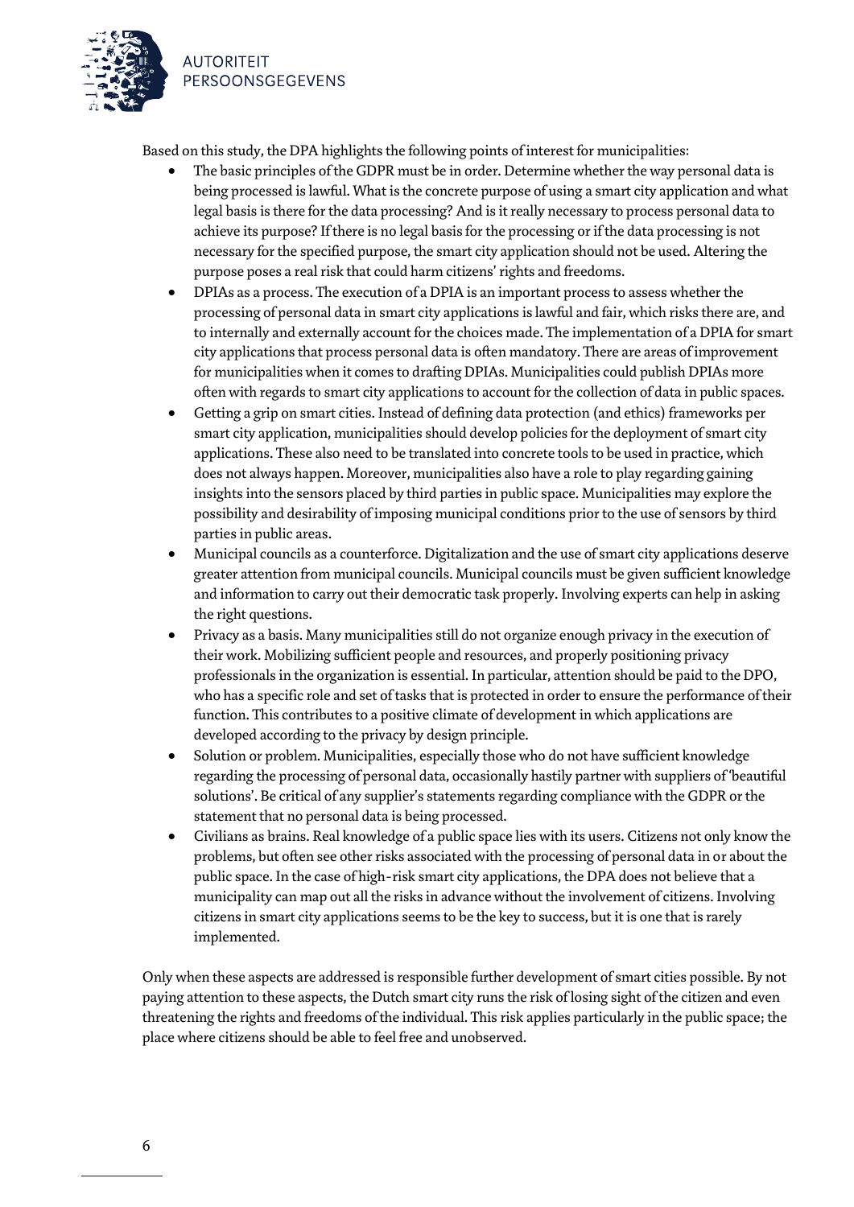Based on this study, the DPA highlights the following points of interest for municipalities:

- The basic principles of the GDPR must be in order. Determine whether the way personal data is being processed is lawful. What is the concrete purpose of using a smart city application and what legal basis is there for the data processing? And is it really necessary to process personal data to achieve its purpose? If there is no legal basis for the processing or if the data processing is not necessary for the specified purpose, the smart city application should not be used. Altering the purpose poses a real risk that could harm citizens' rights and freedoms.
- DPIAs as a process. The execution of a DPIA is an important process to assess whether the processing of personal data in smart city applications is lawful and fair, which risks there are, and to internally and externally account for the choices made. The implementation of a DPIA for smart city applications that process personal data is often mandatory. There are areas of improvement for municipalities when it comes to drafting DPIAs. Municipalities could publish DPIAs more often with regards to smart city applications to account for the collection of data in public spaces.
- Getting a grip on smart cities. Instead of defining data protection (and ethics) frameworks per smart city application, municipalities should develop policies for the deployment of smart city applications. These also need to be translated into concrete tools to be used in practice, which does not always happen. Moreover, municipalities also have a role to play regarding gaining insights into the sensors placed by third parties in public space. Municipalities may explore the possibility and desirability of imposing municipal conditions prior to the use of sensors by third parties in public areas.
- Municipal councils as a counterforce. Digitalization and the use of smart city applications deserve greater attention from municipal councils. Municipal councils must be given sufficient knowledge and information to carry out their democratic task properly. Involving experts can help in asking the right questions.
- Privacy as a basis. Many municipalities still do not organize enough privacy in the execution of their work. Mobilizing sufficient people and resources, and properly positioning privacy professionals in the organization is essential. In particular, attention should be paid to the DPO, who has a specific role and set of tasks that is protected in order to ensure the performance of their function. This contributes to a positive climate of development in which applications are developed according to the privacy by design principle.
- Solution or problem. Municipalities, especially those who do not have sufficient knowledge regarding the processing of personal data, occasionally hastily partner with suppliers of 'beautiful solutions'. Be critical of any supplier's statements regarding compliance with the GDPR or the statement that no personal data is being processed.
- Civilians as brains. Real knowledge of a public space lies with its users. Citizens not only know the problems, but often see other risks associated with the processing of personal data in or about the public space. In the case of high-risk smart city applications, the DPA does not believe that a municipality can map out all the risks in advance without the involvement of citizens. Involving citizens in smart city applications seems to be the key to success, but it is one that is rarely implemented.

Only when these aspects are addressed is responsible further development of smart cities possible. By not paying attention to these aspects, the Dutch smart city runs the risk of losing sight of the citizen and even threatening the rights and freedoms of the individual. This risk applies particularly in the public space; the place where citizens should be able to feel free and unobserved.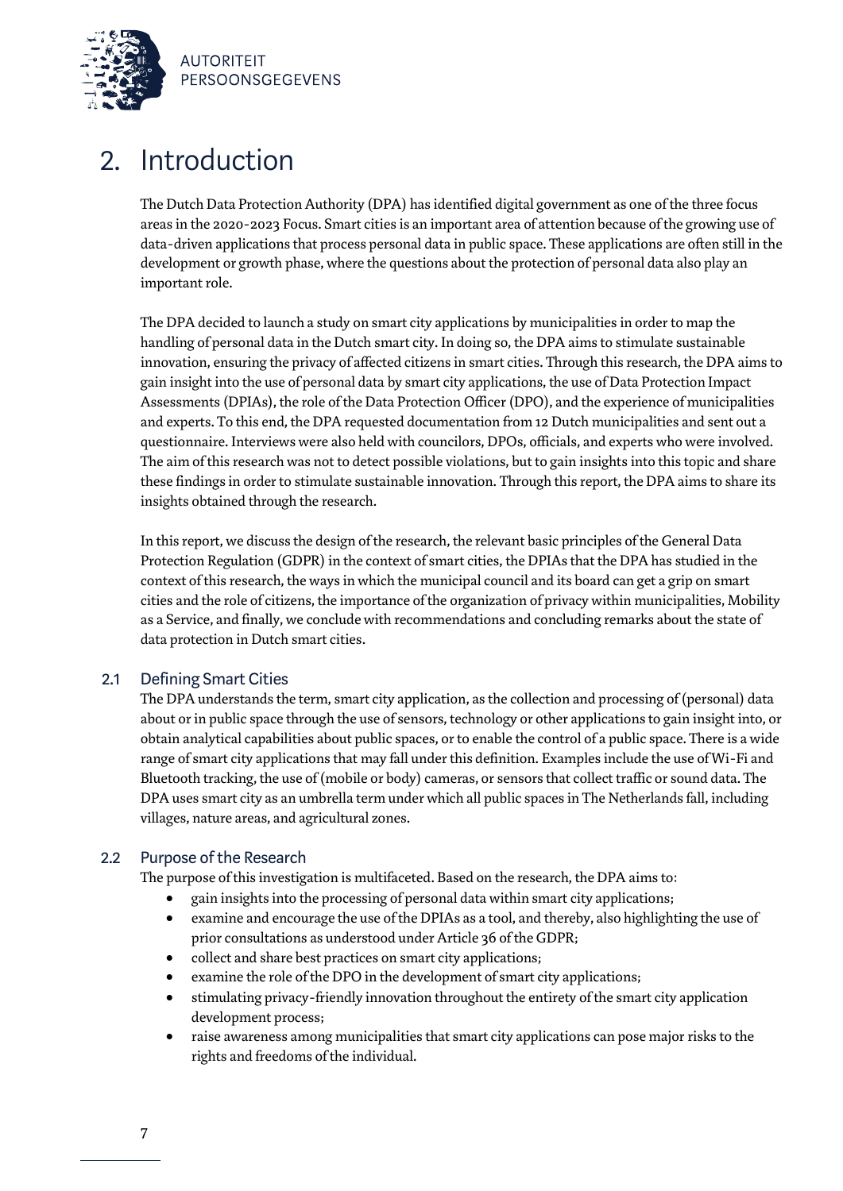# 2. Introduction

The Dutch Data Protection Authority (DPA) has identified digital government as one of the three focus areas in the 2020-2023 Focus. Smart cities is an important area of attention because of the growing use of data-driven applications that process personal data in public space. These applications are often still in the development or growth phase, where the questions about the protection of personal data also play an important role.

The DPA decided to launch a study on smart city applications by municipalities in order to map the handling of personal data in the Dutch smart city. In doing so, the DPA aims to stimulate sustainable innovation, ensuring the privacy of affected citizens in smart cities. Through this research, the DPA aims to gain insight into the use of personal data by smart city applications, the use of Data Protection Impact Assessments (DPIAs), the role of the Data Protection Officer (DPO), and the experience of municipalities and experts. To this end, the DPA requested documentation from 12 Dutch municipalities and sent out a questionnaire. Interviews were also held with councilors, DPOs, officials, and experts who were involved. The aim of this research was not to detect possible violations, but to gain insights into this topic and share these findings in order to stimulate sustainable innovation. Through this report, the DPA aims to share its insights obtained through the research.

In this report, we discuss the design of the research, the relevant basic principles of the General Data Protection Regulation (GDPR) in the context of smart cities, the DPIAs that the DPA has studied in the context of this research, the ways in which the municipal council and its board can get a grip on smart cities and the role of citizens, the importance of the organization of privacy within municipalities, Mobility as a Service, and finally, we conclude with recommendations and concluding remarks about the state of data protection in Dutch smart cities.

## 2.1 Defining Smart Cities

The DPA understands the term, smart city application, as the collection and processing of (personal) data about or in public space through the use of sensors, technology or other applications to gain insight into, or obtain analytical capabilities about public spaces, or to enable the control of a public space. There is a wide range of smart city applications that may fall under this definition. Examples include the use of Wi-Fi and Bluetooth tracking, the use of (mobile or body) cameras, or sensors that collect traffic or sound data. The DPA uses smart city as an umbrella term under which all public spaces in The Netherlands fall, including villages, nature areas, and agricultural zones.

## 2.2 Purpose of the Research

The purpose of this investigation is multifaceted. Based on the research, the DPA aims to:

- gain insights into the processing of personal data within smart city applications;
- examine and encourage the use of the DPIAs as a tool, and thereby, also highlighting the use of prior consultations as understood under Article 36 of the GDPR;
- collect and share best practices on smart city applications;
- examine the role of the DPO in the development of smart city applications;
- stimulating privacy-friendly innovation throughout the entirety of the smart city application development process;
- raise awareness among municipalities that smart city applications can pose major risks to the rights and freedoms of the individual.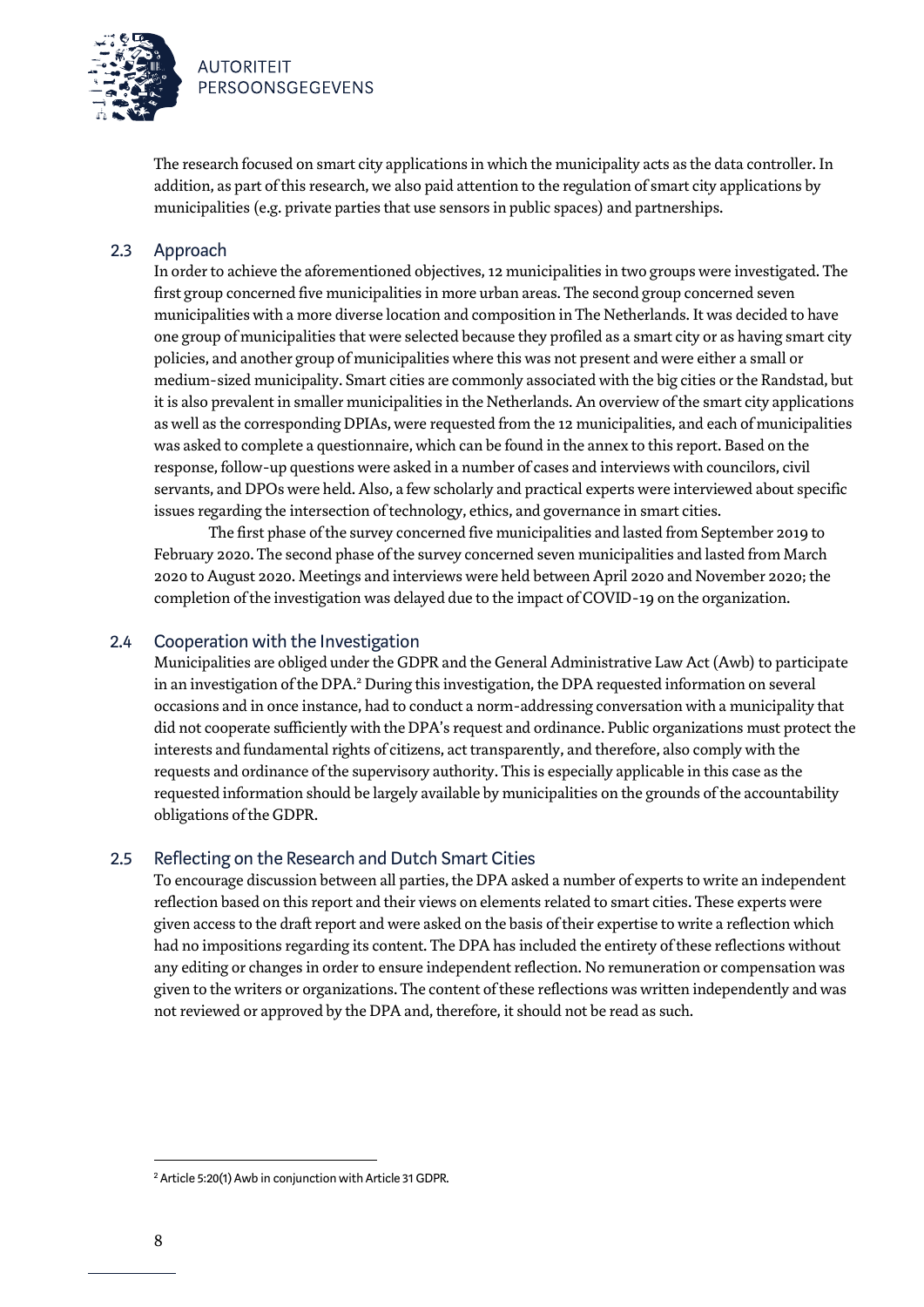The research focused on smart city applications in which the municipality acts as the data controller. In addition, as part of this research, we also paid attention to the regulation of smart city applications by municipalities (e.g. private parties that use sensors in public spaces) and partnerships.

## 2.3 Approach

In order to achieve the aforementioned objectives, 12 municipalities in two groups were investigated. The first group concerned five municipalities in more urban areas. The second group concerned seven municipalities with a more diverse location and composition in The Netherlands. It was decided to have one group of municipalities that were selected because they profiled as a smart city or as having smart city policies, and another group of municipalities where this was not present and were either a small or medium-sized municipality. Smart cities are commonly associated with the big cities or the Randstad, but it is also prevalent in smaller municipalities in the Netherlands. An overview of the smart city applications as well as the corresponding DPIAs, were requested from the 12 municipalities, and each of municipalities was asked to complete a questionnaire, which can be found in the annex to this report. Based on the response, follow-up questions were asked in a number of cases and interviews with councilors, civil servants, and DPOs were held. Also, a few scholarly and practical experts were interviewed about specific issues regarding the intersection of technology, ethics, and governance in smart cities.

The first phase of the survey concerned five municipalities and lasted from September 2019 to February 2020. The second phase of the survey concerned seven municipalities and lasted from March 2020 to August 2020. Meetings and interviews were held between April 2020 and November 2020; the completion of the investigation was delayed due to the impact of COVID-19 on the organization.

## 2.4 Cooperation with the Investigation

Municipalities are obliged under the GDPR and the General Administrative Law Act (Awb) to participate in an investigation of the DPA.[2] During this investigation, the DPA requested information on several occasions and in once instance, had to conduct a norm-addressing conversation with a municipality that did not cooperate sufficiently with the DPA's request and ordinance. Public organizations must protect the interests and fundamental rights of citizens, act transparently, and therefore, also comply with the requests and ordinance of the supervisory authority. This is especially applicable in this case as the requested information should be largely available by municipalities on the grounds of the accountability obligations of the GDPR.

## 2.5 Reflecting on the Research and Dutch Smart Cities

To encourage discussion between all parties, the DPA asked a number of experts to write an independent reflection based on this report and their views on elements related to smart cities. These experts were given access to the draft report and were asked on the basis of their expertise to write a reflection which had no impositions regarding its content. The DPA has included the entirety of these reflections without any editing or changes in order to ensure independent reflection. No remuneration or compensation was given to the writers or organizations. The content of these reflections was written independently and was not reviewed or approved by the DPA and, therefore, it should not be read as such.

[2] Article 5:20(1) Awb in conjunction with Article 31 GDPR.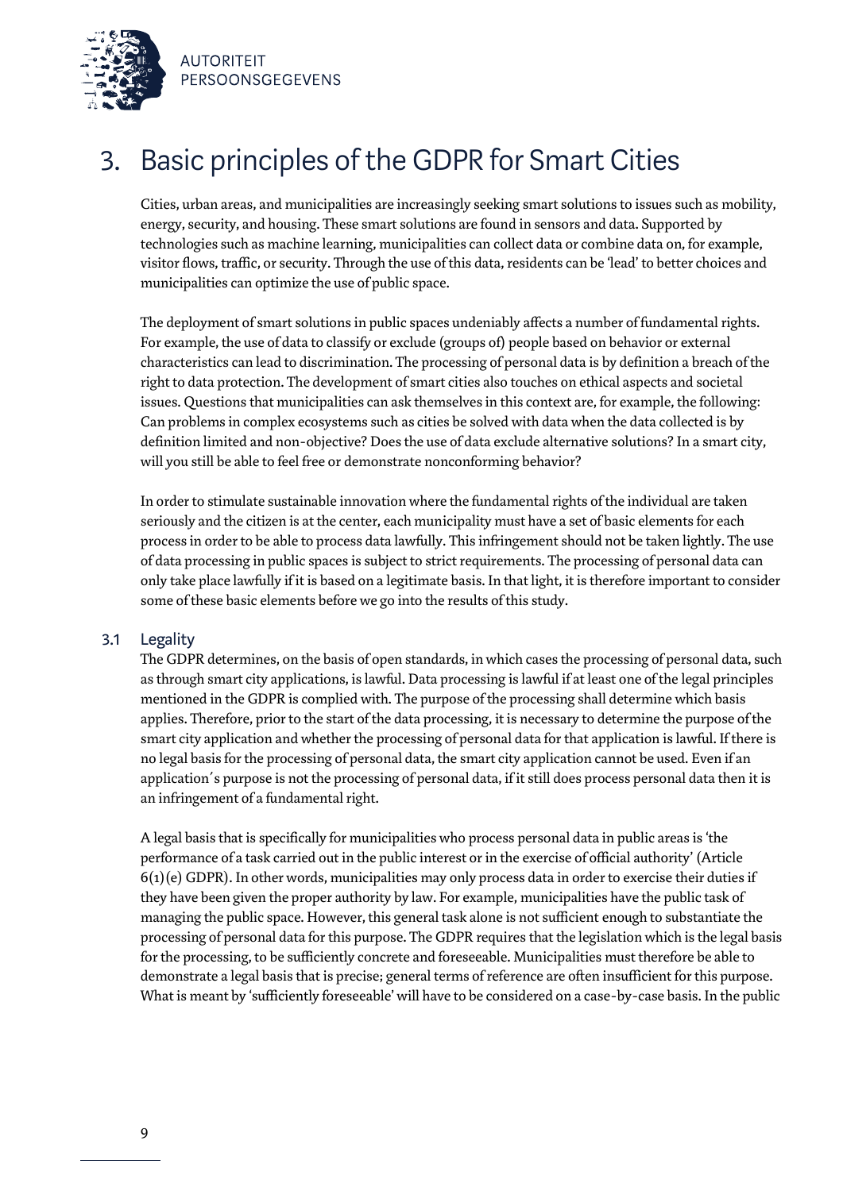# 3. Basic principles of the GDPR for Smart Cities

Cities, urban areas, and municipalities are increasingly seeking smart solutions to issues such as mobility, energy, security, and housing. These smart solutions are found in sensors and data. Supported by technologies such as machine learning, municipalities can collect data or combine data on, for example, visitor flows, traffic, or security. Through the use of this data, residents can be 'lead' to better choices and municipalities can optimize the use of public space.

The deployment of smart solutions in public spaces undeniably affects a number of fundamental rights. For example, the use of data to classify or exclude (groups of) people based on behavior or external characteristics can lead to discrimination. The processing of personal data is by definition a breach of the right to data protection. The development of smart cities also touches on ethical aspects and societal issues. Questions that municipalities can ask themselves in this context are, for example, the following: Can problems in complex ecosystems such as cities be solved with data when the data collected is by definition limited and non-objective? Does the use of data exclude alternative solutions? In a smart city, will you still be able to feel free or demonstrate nonconforming behavior?

In order to stimulate sustainable innovation where the fundamental rights of the individual are taken seriously and the citizen is at the center, each municipality must have a set of basic elements for each process in order to be able to process data lawfully. This infringement should not be taken lightly. The use of data processing in public spaces is subject to strict requirements. The processing of personal data can only take place lawfully if it is based on a legitimate basis. In that light, it is therefore important to consider some of these basic elements before we go into the results of this study.

## 3.1 Legality

The GDPR determines, on the basis of open standards, in which cases the processing of personal data, such as through smart city applications, is lawful. Data processing is lawful if at least one of the legal principles mentioned in the GDPR is complied with. The purpose of the processing shall determine which basis applies. Therefore, prior to the start of the data processing, it is necessary to determine the purpose of the smart city application and whether the processing of personal data for that application is lawful. If there is no legal basis for the processing of personal data, the smart city application cannot be used. Even if an application´s purpose is not the processing of personal data, if it still does process personal data then it is an infringement of a fundamental right.

A legal basis that is specifically for municipalities who process personal data in public areas is 'the performance of a task carried out in the public interest or in the exercise of official authority' (Article 6(1)(e) GDPR). In other words, municipalities may only process data in order to exercise their duties if they have been given the proper authority by law. For example, municipalities have the public task of managing the public space. However, this general task alone is not sufficient enough to substantiate the processing of personal data for this purpose. The GDPR requires that the legislation which is the legal basis for the processing, to be sufficiently concrete and foreseeable. Municipalities must therefore be able to demonstrate a legal basis that is precise; general terms of reference are often insufficient for this purpose. What is meant by 'sufficiently foreseeable' will have to be considered on a case-by-case basis. In the public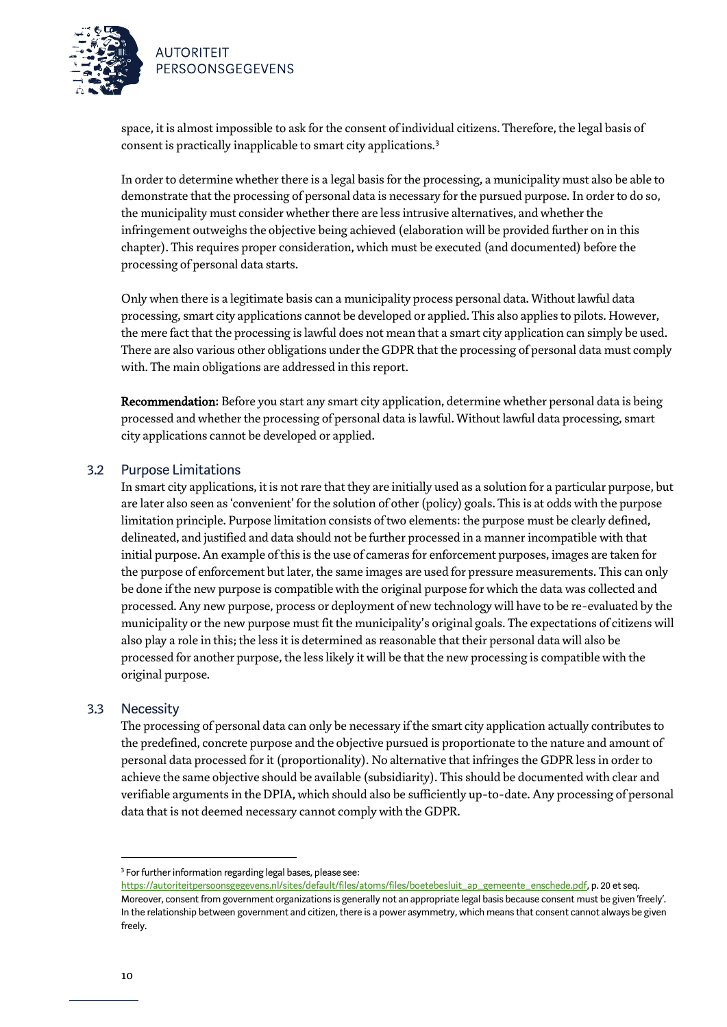space, it is almost impossible to ask for the consent of individual citizens. Therefore, the legal basis of consent is practically inapplicable to smart city applications.[3]

In order to determine whether there is a legal basis for the processing, a municipality must also be able to demonstrate that the processing of personal data is necessary for the pursued purpose. In order to do so, the municipality must consider whether there are less intrusive alternatives, and whether the infringement outweighs the objective being achieved (elaboration will be provided further on in this chapter). This requires proper consideration, which must be executed (and documented) before the processing of personal data starts.

Only when there is a legitimate basis can a municipality process personal data. Without lawful data processing, smart city applications cannot be developed or applied. This also applies to pilots. However, the mere fact that the processing is lawful does not mean that a smart city application can simply be used. There are also various other obligations under the GDPR that the processing of personal data must comply with. The main obligations are addressed in this report.

**Recommendation:** Before you start any smart city application, determine whether personal data is being processed and whether the processing of personal data is lawful. Without lawful data processing, smart city applications cannot be developed or applied.

## 3.2 Purpose Limitations

In smart city applications, it is not rare that they are initially used as a solution for a particular purpose, but are later also seen as 'convenient' for the solution of other (policy) goals. This is at odds with the purpose limitation principle. Purpose limitation consists of two elements: the purpose must be clearly defined, delineated, and justified and data should not be further processed in a manner incompatible with that initial purpose. An example of this is the use of cameras for enforcement purposes, images are taken for the purpose of enforcement but later, the same images are used for pressure measurements. This can only be done if the new purpose is compatible with the original purpose for which the data was collected and processed. Any new purpose, process or deployment of new technology will have to be re-evaluated by the municipality or the new purpose must fit the municipality's original goals. The expectations of citizens will also play a role in this; the less it is determined as reasonable that their personal data will also be processed for another purpose, the less likely it will be that the new processing is compatible with the original purpose.

## 3.3 Necessity

The processing of personal data can only be necessary if the smart city application actually contributes to the predefined, concrete purpose and the objective pursued is proportionate to the nature and amount of personal data processed for it (proportionality). No alternative that infringes the GDPR less in order to achieve the same objective should be available (subsidiarity). This should be documented with clear and verifiable arguments in the DPIA, which should also be sufficiently up-to-date. Any processing of personal data that is not deemed necessary cannot comply with the GDPR.

---

[3] For further information regarding legal bases, please see: https://autoriteitpersoonsgegevens.nl/sites/default/files/atoms/files/boetebesluit_ap_gemeente_enschede.pdf, p. 20 et seq. Moreover, consent from government organizations is generally not an appropriate legal basis because consent must be given 'freely'. In the relationship between government and citizen, there is a power asymmetry, which means that consent cannot always be given freely.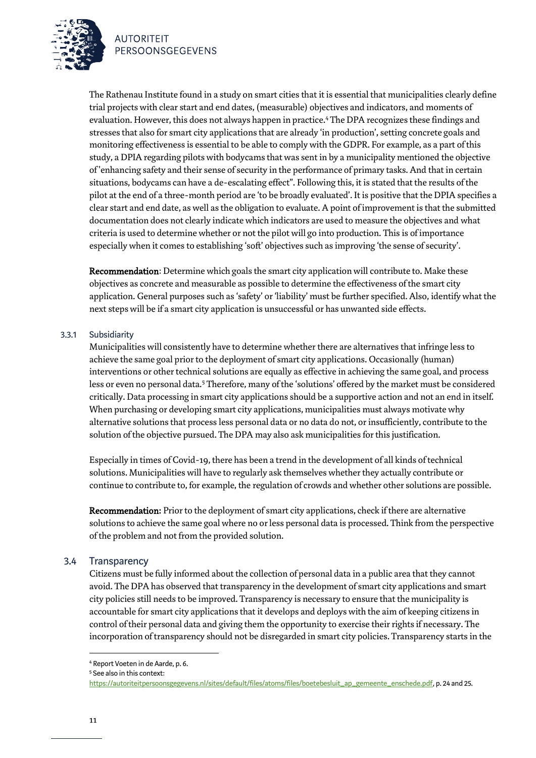The Rathenau Institute found in a study on smart cities that it is essential that municipalities clearly define trial projects with clear start and end dates, (measurable) objectives and indicators, and moments of evaluation. However, this does not always happen in practice.[4] The DPA recognizes these findings and stresses that also for smart city applications that are already 'in production', setting concrete goals and monitoring effectiveness is essential to be able to comply with the GDPR. For example, as a part of this study, a DPIA regarding pilots with bodycams that was sent in by a municipality mentioned the objective of 'enhancing safety and their sense of security in the performance of primary tasks. And that in certain situations, bodycams can have a de-escalating effect". Following this, it is stated that the results of the pilot at the end of a three-month period are 'to be broadly evaluated'. It is positive that the DPIA specifies a clear start and end date, as well as the obligation to evaluate. A point of improvement is that the submitted documentation does not clearly indicate which indicators are used to measure the objectives and what criteria is used to determine whether or not the pilot will go into production. This is of importance especially when it comes to establishing 'soft' objectives such as improving 'the sense of security'.

**Recommendation**: Determine which goals the smart city application will contribute to. Make these objectives as concrete and measurable as possible to determine the effectiveness of the smart city application. General purposes such as 'safety' or 'liability' must be further specified. Also, identify what the next steps will be if a smart city application is unsuccessful or has unwanted side effects.

#### 3.3.1 Subsidiarity

Municipalities will consistently have to determine whether there are alternatives that infringe less to achieve the same goal prior to the deployment of smart city applications. Occasionally (human) interventions or other technical solutions are equally as effective in achieving the same goal, and process less or even no personal data.[5] Therefore, many of the 'solutions' offered by the market must be considered critically. Data processing in smart city applications should be a supportive action and not an end in itself. When purchasing or developing smart city applications, municipalities must always motivate why alternative solutions that process less personal data or no data do not, or insufficiently, contribute to the solution of the objective pursued. The DPA may also ask municipalities for this justification.

Especially in times of Covid-19, there has been a trend in the development of all kinds of technical solutions. Municipalities will have to regularly ask themselves whether they actually contribute or continue to contribute to, for example, the regulation of crowds and whether other solutions are possible.

**Recommendation:** Prior to the deployment of smart city applications, check if there are alternative solutions to achieve the same goal where no or less personal data is processed. Think from the perspective of the problem and not from the provided solution.

### 3.4 Transparency

Citizens must be fully informed about the collection of personal data in a public area that they cannot avoid. The DPA has observed that transparency in the development of smart city applications and smart city policies still needs to be improved. Transparency is necessary to ensure that the municipality is accountable for smart city applications that it develops and deploys with the aim of keeping citizens in control of their personal data and giving them the opportunity to exercise their rights if necessary. The incorporation of transparency should not be disregarded in smart city policies. Transparency starts in the

[4] Report Voeten in de Aarde, p. 6.

[5] See also in this context: https://autoriteitpersoonsgegevens.nl/sites/default/files/atoms/files/boetebesluit_ap_gemeente_enschede.pdf, p. 24 and 25.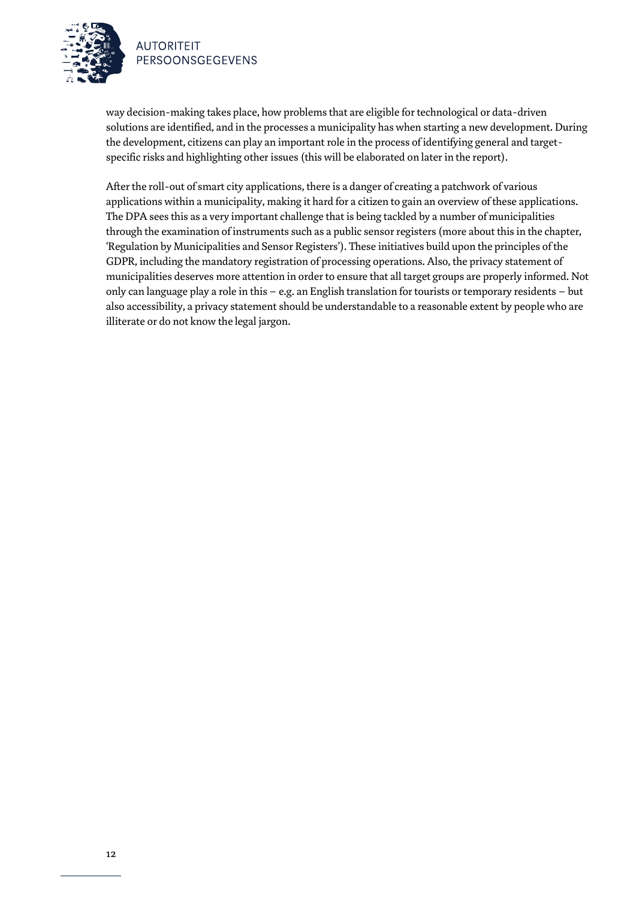way decision-making takes place, how problems that are eligible for technological or data-driven solutions are identified, and in the processes a municipality has when starting a new development. During the development, citizens can play an important role in the process of identifying general and target-specific risks and highlighting other issues (this will be elaborated on later in the report).

After the roll-out of smart city applications, there is a danger of creating a patchwork of various applications within a municipality, making it hard for a citizen to gain an overview of these applications. The DPA sees this as a very important challenge that is being tackled by a number of municipalities through the examination of instruments such as a public sensor registers (more about this in the chapter, 'Regulation by Municipalities and Sensor Registers'). These initiatives build upon the principles of the GDPR, including the mandatory registration of processing operations. Also, the privacy statement of municipalities deserves more attention in order to ensure that all target groups are properly informed. Not only can language play a role in this – e.g. an English translation for tourists or temporary residents – but also accessibility, a privacy statement should be understandable to a reasonable extent by people who are illiterate or do not know the legal jargon.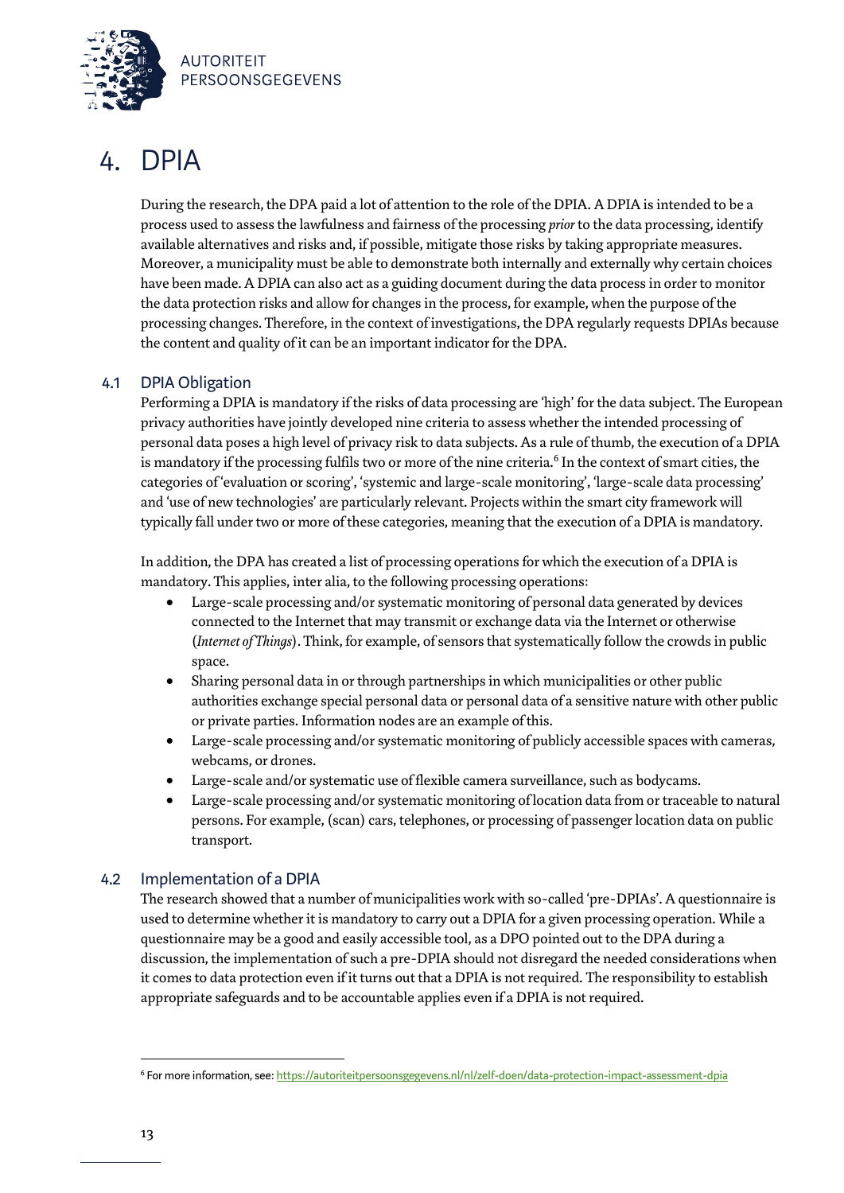# 4. DPIA

During the research, the DPA paid a lot of attention to the role of the DPIA. A DPIA is intended to be a process used to assess the lawfulness and fairness of the processing *prior* to the data processing, identify available alternatives and risks and, if possible, mitigate those risks by taking appropriate measures. Moreover, a municipality must be able to demonstrate both internally and externally why certain choices have been made. A DPIA can also act as a guiding document during the data process in order to monitor the data protection risks and allow for changes in the process, for example, when the purpose of the processing changes. Therefore, in the context of investigations, the DPA regularly requests DPIAs because the content and quality of it can be an important indicator for the DPA.

## 4.1 DPIA Obligation

Performing a DPIA is mandatory if the risks of data processing are 'high' for the data subject. The European privacy authorities have jointly developed nine criteria to assess whether the intended processing of personal data poses a high level of privacy risk to data subjects. As a rule of thumb, the execution of a DPIA is mandatory if the processing fulfils two or more of the nine criteria.[6] In the context of smart cities, the categories of 'evaluation or scoring', 'systemic and large-scale monitoring', 'large-scale data processing' and 'use of new technologies' are particularly relevant. Projects within the smart city framework will typically fall under two or more of these categories, meaning that the execution of a DPIA is mandatory.

In addition, the DPA has created a list of processing operations for which the execution of a DPIA is mandatory. This applies, inter alia, to the following processing operations:

- Large-scale processing and/or systematic monitoring of personal data generated by devices connected to the Internet that may transmit or exchange data via the Internet or otherwise (*Internet of Things*). Think, for example, of sensors that systematically follow the crowds in public space.
- Sharing personal data in or through partnerships in which municipalities or other public authorities exchange special personal data or personal data of a sensitive nature with other public or private parties. Information nodes are an example of this.
- Large-scale processing and/or systematic monitoring of publicly accessible spaces with cameras, webcams, or drones.
- Large-scale and/or systematic use of flexible camera surveillance, such as bodycams.
- Large-scale processing and/or systematic monitoring of location data from or traceable to natural persons. For example, (scan) cars, telephones, or processing of passenger location data on public transport.

## 4.2 Implementation of a DPIA

The research showed that a number of municipalities work with so-called 'pre-DPIAs'. A questionnaire is used to determine whether it is mandatory to carry out a DPIA for a given processing operation. While a questionnaire may be a good and easily accessible tool, as a DPO pointed out to the DPA during a discussion, the implementation of such a pre-DPIA should not disregard the needed considerations when it comes to data protection even if it turns out that a DPIA is not required. The responsibility to establish appropriate safeguards and to be accountable applies even if a DPIA is not required.

[6] For more information, see: https://autoriteitpersoonsgegevens.nl/nl/zelf-doen/data-protection-impact-assessment-dpia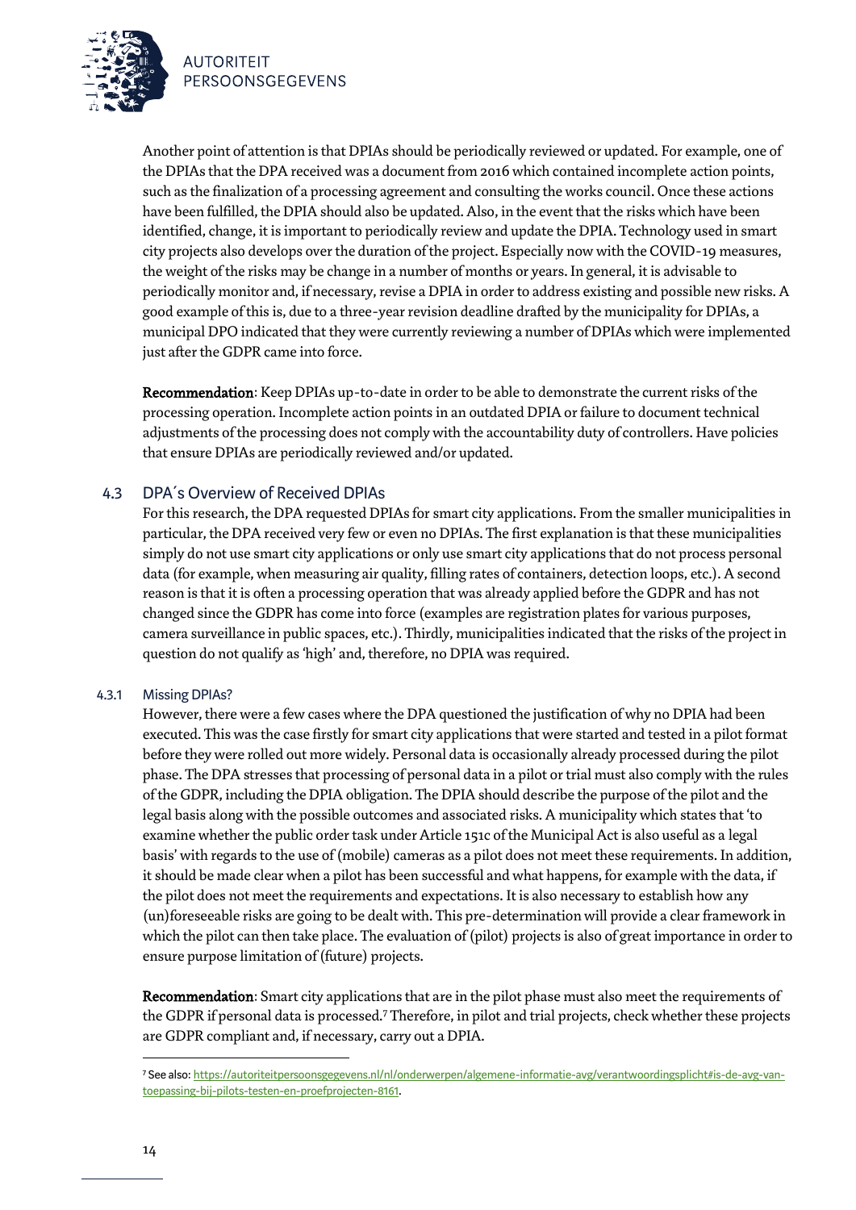Another point of attention is that DPIAs should be periodically reviewed or updated. For example, one of the DPIAs that the DPA received was a document from 2016 which contained incomplete action points, such as the finalization of a processing agreement and consulting the works council. Once these actions have been fulfilled, the DPIA should also be updated. Also, in the event that the risks which have been identified, change, it is important to periodically review and update the DPIA. Technology used in smart city projects also develops over the duration of the project. Especially now with the COVID-19 measures, the weight of the risks may be change in a number of months or years. In general, it is advisable to periodically monitor and, if necessary, revise a DPIA in order to address existing and possible new risks. A good example of this is, due to a three-year revision deadline drafted by the municipality for DPIAs, a municipal DPO indicated that they were currently reviewing a number of DPIAs which were implemented just after the GDPR came into force.

**Recommendation**: Keep DPIAs up-to-date in order to be able to demonstrate the current risks of the processing operation. Incomplete action points in an outdated DPIA or failure to document technical adjustments of the processing does not comply with the accountability duty of controllers. Have policies that ensure DPIAs are periodically reviewed and/or updated.

## 4.3 DPA´s Overview of Received DPIAs

For this research, the DPA requested DPIAs for smart city applications. From the smaller municipalities in particular, the DPA received very few or even no DPIAs. The first explanation is that these municipalities simply do not use smart city applications or only use smart city applications that do not process personal data (for example, when measuring air quality, filling rates of containers, detection loops, etc.). A second reason is that it is often a processing operation that was already applied before the GDPR and has not changed since the GDPR has come into force (examples are registration plates for various purposes, camera surveillance in public spaces, etc.). Thirdly, municipalities indicated that the risks of the project in question do not qualify as 'high' and, therefore, no DPIA was required.

### 4.3.1 Missing DPIAs?

However, there were a few cases where the DPA questioned the justification of why no DPIA had been executed. This was the case firstly for smart city applications that were started and tested in a pilot format before they were rolled out more widely. Personal data is occasionally already processed during the pilot phase. The DPA stresses that processing of personal data in a pilot or trial must also comply with the rules of the GDPR, including the DPIA obligation. The DPIA should describe the purpose of the pilot and the legal basis along with the possible outcomes and associated risks. A municipality which states that 'to examine whether the public order task under Article 151c of the Municipal Act is also useful as a legal basis' with regards to the use of (mobile) cameras as a pilot does not meet these requirements. In addition, it should be made clear when a pilot has been successful and what happens, for example with the data, if the pilot does not meet the requirements and expectations. It is also necessary to establish how any (un)foreseeable risks are going to be dealt with. This pre-determination will provide a clear framework in which the pilot can then take place. The evaluation of (pilot) projects is also of great importance in order to ensure purpose limitation of (future) projects.

**Recommendation**: Smart city applications that are in the pilot phase must also meet the requirements of the GDPR if personal data is processed.[7] Therefore, in pilot and trial projects, check whether these projects are GDPR compliant and, if necessary, carry out a DPIA.

---

[7] See also: https://autoriteitpersoonsgegevens.nl/nl/onderwerpen/algemene-informatie-avg/verantwoordingsplicht#is-de-avg-van-toepassing-bij-pilots-testen-en-proefprojecten-8161.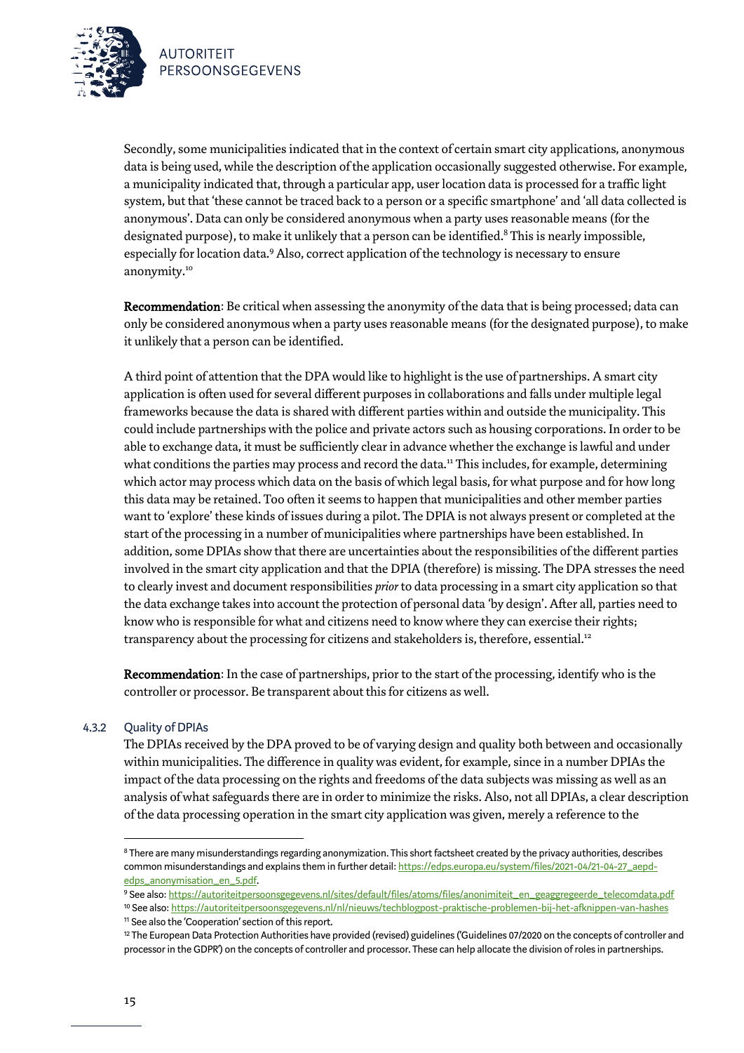Secondly, some municipalities indicated that in the context of certain smart city applications, anonymous data is being used, while the description of the application occasionally suggested otherwise. For example, a municipality indicated that, through a particular app, user location data is processed for a traffic light system, but that 'these cannot be traced back to a person or a specific smartphone' and 'all data collected is anonymous'. Data can only be considered anonymous when a party uses reasonable means (for the designated purpose), to make it unlikely that a person can be identified.[8] This is nearly impossible, especially for location data.[9] Also, correct application of the technology is necessary to ensure anonymity.[10]

**Recommendation**: Be critical when assessing the anonymity of the data that is being processed; data can only be considered anonymous when a party uses reasonable means (for the designated purpose), to make it unlikely that a person can be identified.

A third point of attention that the DPA would like to highlight is the use of partnerships. A smart city application is often used for several different purposes in collaborations and falls under multiple legal frameworks because the data is shared with different parties within and outside the municipality. This could include partnerships with the police and private actors such as housing corporations. In order to be able to exchange data, it must be sufficiently clear in advance whether the exchange is lawful and under what conditions the parties may process and record the data.[11] This includes, for example, determining which actor may process which data on the basis of which legal basis, for what purpose and for how long this data may be retained. Too often it seems to happen that municipalities and other member parties want to 'explore' these kinds of issues during a pilot. The DPIA is not always present or completed at the start of the processing in a number of municipalities where partnerships have been established. In addition, some DPIAs show that there are uncertainties about the responsibilities of the different parties involved in the smart city application and that the DPIA (therefore) is missing. The DPA stresses the need to clearly invest and document responsibilities *prior* to data processing in a smart city application so that the data exchange takes into account the protection of personal data 'by design'. After all, parties need to know who is responsible for what and citizens need to know where they can exercise their rights; transparency about the processing for citizens and stakeholders is, therefore, essential.[12]

**Recommendation**: In the case of partnerships, prior to the start of the processing, identify who is the controller or processor. Be transparent about this for citizens as well.

### 4.3.2 Quality of DPIAs

The DPIAs received by the DPA proved to be of varying design and quality both between and occasionally within municipalities. The difference in quality was evident, for example, since in a number DPIAs the impact of the data processing on the rights and freedoms of the data subjects was missing as well as an analysis of what safeguards there are in order to minimize the risks. Also, not all DPIAs, a clear description of the data processing operation in the smart city application was given, merely a reference to the

---

[8] There are many misunderstandings regarding anonymization. This short factsheet created by the privacy authorities, describes common misunderstandings and explains them in further detail: https://edps.europa.eu/system/files/2021-04/21-04-27_aepd-edps_anonymisation_en_5.pdf.

[9] See also: https://autoriteitpersoonsgegevens.nl/sites/default/files/atoms/files/anonimiteit_en_geaggregeerde_telecomdata.pdf

[10] See also: https://autoriteitpersoonsgegevens.nl/nl/nieuws/techblogpost-praktische-problemen-bij-het-afknippen-van-hashes

[11] See also the 'Cooperation' section of this report.

[12] The European Data Protection Authorities have provided (revised) guidelines ('Guidelines 07/2020 on the concepts of controller and processor in the GDPR') on the concepts of controller and processor. These can help allocate the division of roles in partnerships.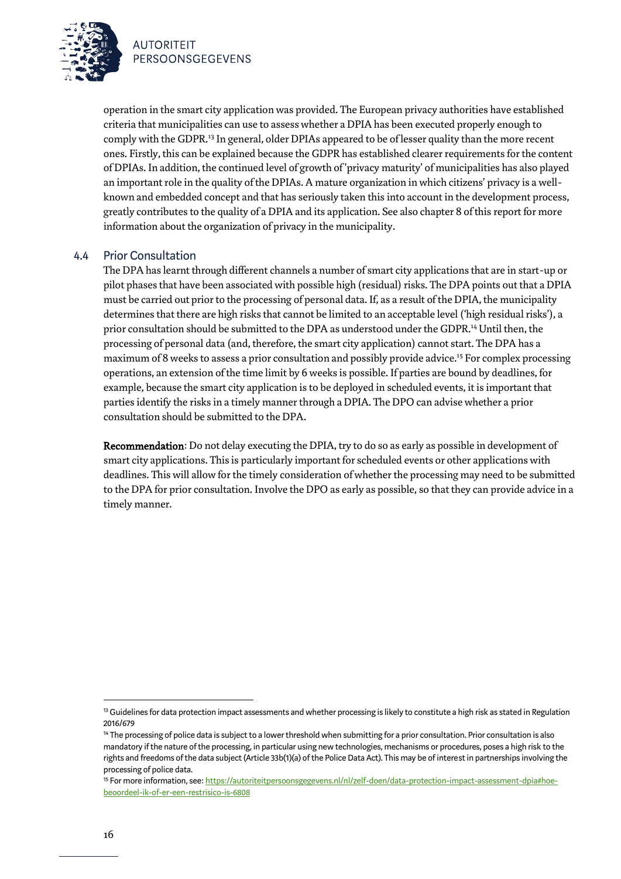operation in the smart city application was provided. The European privacy authorities have established criteria that municipalities can use to assess whether a DPIA has been executed properly enough to comply with the GDPR.[13] In general, older DPIAs appeared to be of lesser quality than the more recent ones. Firstly, this can be explained because the GDPR has established clearer requirements for the content of DPIAs. In addition, the continued level of growth of 'privacy maturity' of municipalities has also played an important role in the quality of the DPIAs. A mature organization in which citizens' privacy is a well-known and embedded concept and that has seriously taken this into account in the development process, greatly contributes to the quality of a DPIA and its application. See also chapter 8 of this report for more information about the organization of privacy in the municipality.

## 4.4 Prior Consultation

The DPA has learnt through different channels a number of smart city applications that are in start-up or pilot phases that have been associated with possible high (residual) risks. The DPA points out that a DPIA must be carried out prior to the processing of personal data. If, as a result of the DPIA, the municipality determines that there are high risks that cannot be limited to an acceptable level ('high residual risks'), a prior consultation should be submitted to the DPA as understood under the GDPR.[14] Until then, the processing of personal data (and, therefore, the smart city application) cannot start. The DPA has a maximum of 8 weeks to assess a prior consultation and possibly provide advice.[15] For complex processing operations, an extension of the time limit by 6 weeks is possible. If parties are bound by deadlines, for example, because the smart city application is to be deployed in scheduled events, it is important that parties identify the risks in a timely manner through a DPIA. The DPO can advise whether a prior consultation should be submitted to the DPA.

**Recommendation**: Do not delay executing the DPIA, try to do so as early as possible in development of smart city applications. This is particularly important for scheduled events or other applications with deadlines. This will allow for the timely consideration of whether the processing may need to be submitted to the DPA for prior consultation. Involve the DPO as early as possible, so that they can provide advice in a timely manner.

---

[13] Guidelines for data protection impact assessments and whether processing is likely to constitute a high risk as stated in Regulation 2016/679

[14] The processing of police data is subject to a lower threshold when submitting for a prior consultation. Prior consultation is also mandatory if the nature of the processing, in particular using new technologies, mechanisms or procedures, poses a high risk to the rights and freedoms of the data subject (Article 33b(1)(a) of the Police Data Act). This may be of interest in partnerships involving the processing of police data.

[15] For more information, see: https://autoriteitpersoonsgegevens.nl/nl/zelf-doen/data-protection-impact-assessment-dpia#hoe-beoordeel-ik-of-er-een-restrisico-is-6808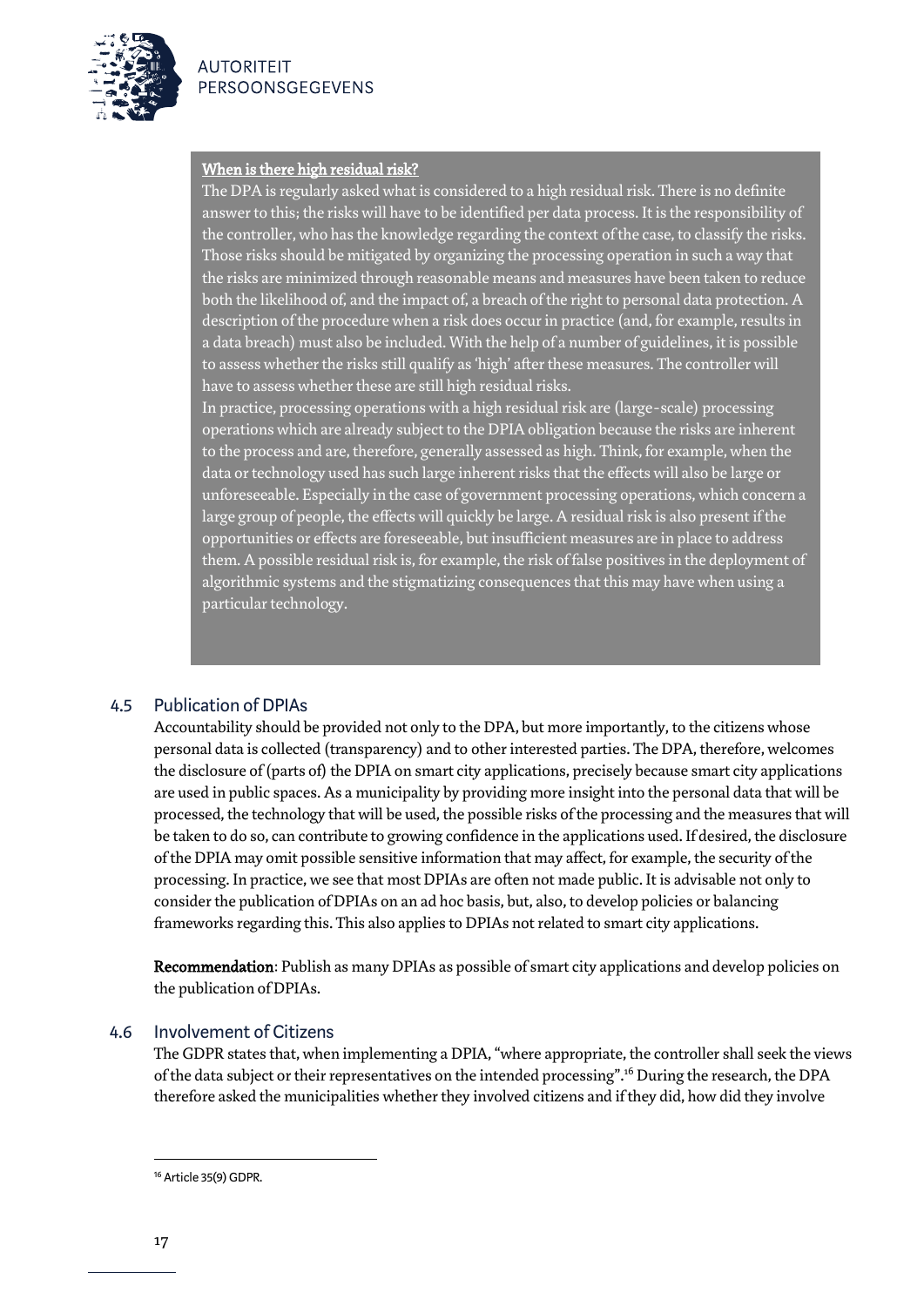**When is there high residual risk?**

The DPA is regularly asked what is considered to a high residual risk. There is no definite answer to this; the risks will have to be identified per data process. It is the responsibility of the controller, who has the knowledge regarding the context of the case, to classify the risks. Those risks should be mitigated by organizing the processing operation in such a way that the risks are minimized through reasonable means and measures have been taken to reduce both the likelihood of, and the impact of, a breach of the right to personal data protection. A description of the procedure when a risk does occur in practice (and, for example, results in a data breach) must also be included. With the help of a number of guidelines, it is possible to assess whether the risks still qualify as 'high' after these measures. The controller will have to assess whether these are still high residual risks.

In practice, processing operations with a high residual risk are (large-scale) processing operations which are already subject to the DPIA obligation because the risks are inherent to the process and are, therefore, generally assessed as high. Think, for example, when the data or technology used has such large inherent risks that the effects will also be large or unforeseeable. Especially in the case of government processing operations, which concern a large group of people, the effects will quickly be large. A residual risk is also present if the opportunities or effects are foreseeable, but insufficient measures are in place to address them. A possible residual risk is, for example, the risk of false positives in the deployment of algorithmic systems and the stigmatizing consequences that this may have when using a particular technology.

## 4.5 Publication of DPIAs

Accountability should be provided not only to the DPA, but more importantly, to the citizens whose personal data is collected (transparency) and to other interested parties. The DPA, therefore, welcomes the disclosure of (parts of) the DPIA on smart city applications, precisely because smart city applications are used in public spaces. As a municipality by providing more insight into the personal data that will be processed, the technology that will be used, the possible risks of the processing and the measures that will be taken to do so, can contribute to growing confidence in the applications used. If desired, the disclosure of the DPIA may omit possible sensitive information that may affect, for example, the security of the processing. In practice, we see that most DPIAs are often not made public. It is advisable not only to consider the publication of DPIAs on an ad hoc basis, but, also, to develop policies or balancing frameworks regarding this. This also applies to DPIAs not related to smart city applications.

**Recommendation**: Publish as many DPIAs as possible of smart city applications and develop policies on the publication of DPIAs.

## 4.6 Involvement of Citizens

The GDPR states that, when implementing a DPIA, "where appropriate, the controller shall seek the views of the data subject or their representatives on the intended processing".[16] During the research, the DPA therefore asked the municipalities whether they involved citizens and if they did, how did they involve

[16] Article 35(9) GDPR.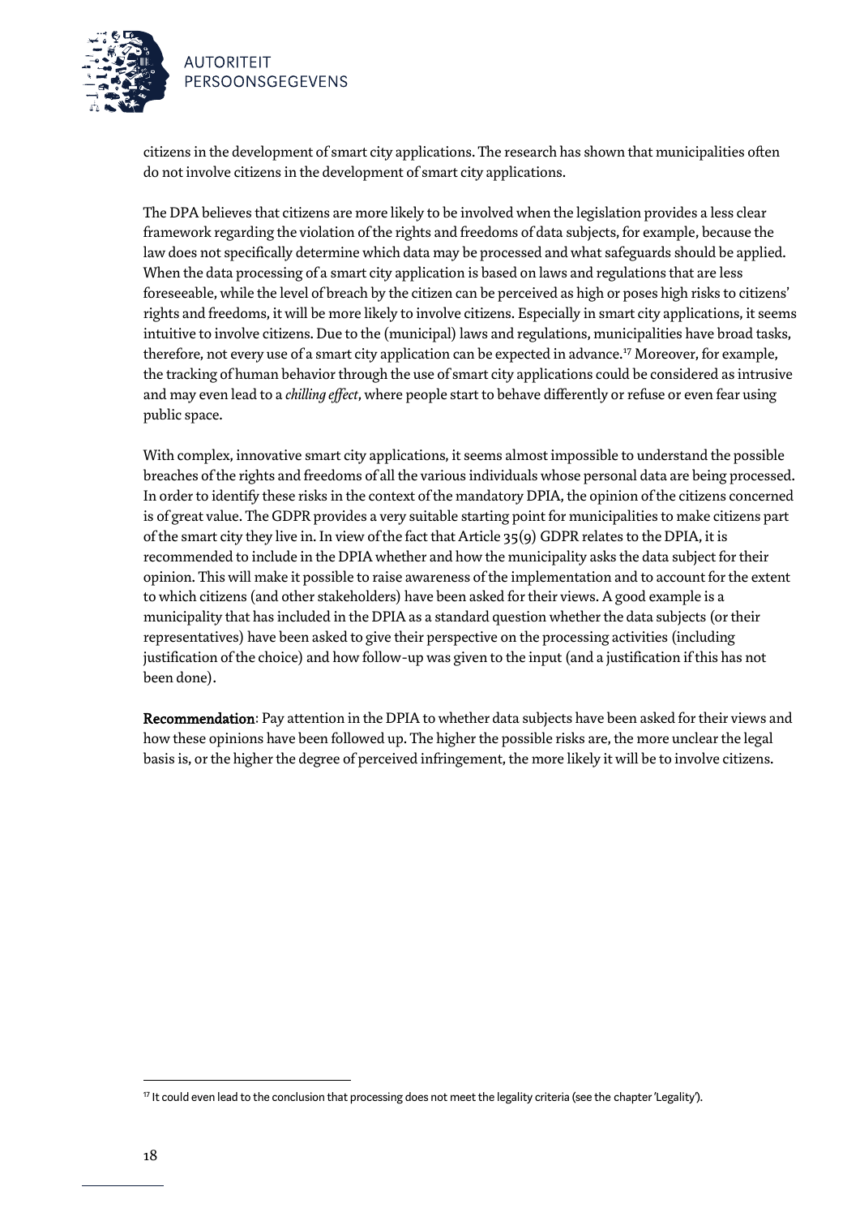citizens in the development of smart city applications. The research has shown that municipalities often do not involve citizens in the development of smart city applications.

The DPA believes that citizens are more likely to be involved when the legislation provides a less clear framework regarding the violation of the rights and freedoms of data subjects, for example, because the law does not specifically determine which data may be processed and what safeguards should be applied. When the data processing of a smart city application is based on laws and regulations that are less foreseeable, while the level of breach by the citizen can be perceived as high or poses high risks to citizens' rights and freedoms, it will be more likely to involve citizens. Especially in smart city applications, it seems intuitive to involve citizens. Due to the (municipal) laws and regulations, municipalities have broad tasks, therefore, not every use of a smart city application can be expected in advance.[17] Moreover, for example, the tracking of human behavior through the use of smart city applications could be considered as intrusive and may even lead to a *chilling effect*, where people start to behave differently or refuse or even fear using public space.

With complex, innovative smart city applications, it seems almost impossible to understand the possible breaches of the rights and freedoms of all the various individuals whose personal data are being processed. In order to identify these risks in the context of the mandatory DPIA, the opinion of the citizens concerned is of great value. The GDPR provides a very suitable starting point for municipalities to make citizens part of the smart city they live in. In view of the fact that Article 35(9) GDPR relates to the DPIA, it is recommended to include in the DPIA whether and how the municipality asks the data subject for their opinion. This will make it possible to raise awareness of the implementation and to account for the extent to which citizens (and other stakeholders) have been asked for their views. A good example is a municipality that has included in the DPIA as a standard question whether the data subjects (or their representatives) have been asked to give their perspective on the processing activities (including justification of the choice) and how follow-up was given to the input (and a justification if this has not been done).

**Recommendation**: Pay attention in the DPIA to whether data subjects have been asked for their views and how these opinions have been followed up. The higher the possible risks are, the more unclear the legal basis is, or the higher the degree of perceived infringement, the more likely it will be to involve citizens.

[17] It could even lead to the conclusion that processing does not meet the legality criteria (see the chapter 'Legality').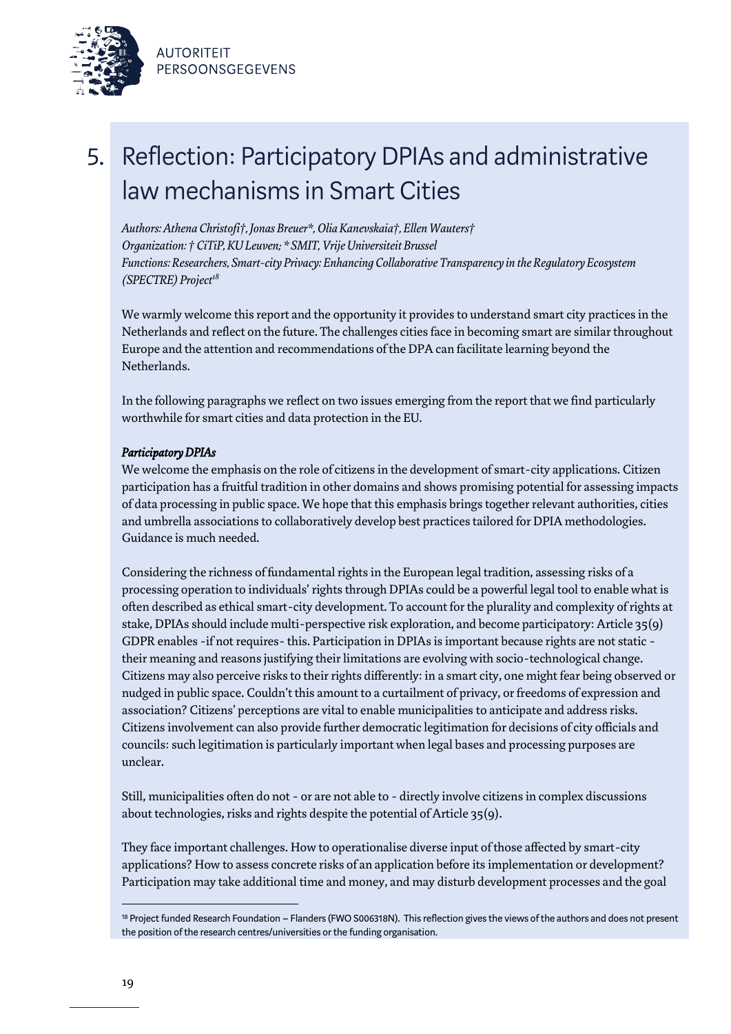# 5. Reflection: Participatory DPIAs and administrative law mechanisms in Smart Cities

*Authors: Athena Christofi†, Jonas Breuer\*, Olia Kanevskaia†, Ellen Wauters†*
*Organization: † CiTiP, KU Leuven; \* SMIT, Vrije Universiteit Brussel*
*Functions: Researchers, Smart-city Privacy: Enhancing Collaborative Transparency in the Regulatory Ecosystem (SPECTRE) Project*[18]

We warmly welcome this report and the opportunity it provides to understand smart city practices in the Netherlands and reflect on the future. The challenges cities face in becoming smart are similar throughout Europe and the attention and recommendations of the DPA can facilitate learning beyond the Netherlands.

In the following paragraphs we reflect on two issues emerging from the report that we find particularly worthwhile for smart cities and data protection in the EU.

***Participatory DPIAs***

We welcome the emphasis on the role of citizens in the development of smart-city applications. Citizen participation has a fruitful tradition in other domains and shows promising potential for assessing impacts of data processing in public space. We hope that this emphasis brings together relevant authorities, cities and umbrella associations to collaboratively develop best practices tailored for DPIA methodologies. Guidance is much needed.

Considering the richness of fundamental rights in the European legal tradition, assessing risks of a processing operation to individuals' rights through DPIAs could be a powerful legal tool to enable what is often described as ethical smart-city development. To account for the plurality and complexity of rights at stake, DPIAs should include multi-perspective risk exploration, and become participatory: Article 35(9) GDPR enables -if not requires- this. Participation in DPIAs is important because rights are not static - their meaning and reasons justifying their limitations are evolving with socio-technological change. Citizens may also perceive risks to their rights differently: in a smart city, one might fear being observed or nudged in public space. Couldn't this amount to a curtailment of privacy, or freedoms of expression and association? Citizens' perceptions are vital to enable municipalities to anticipate and address risks. Citizens involvement can also provide further democratic legitimation for decisions of city officials and councils: such legitimation is particularly important when legal bases and processing purposes are unclear.

Still, municipalities often do not - or are not able to - directly involve citizens in complex discussions about technologies, risks and rights despite the potential of Article 35(9).

They face important challenges. How to operationalise diverse input of those affected by smart-city applications? How to assess concrete risks of an application before its implementation or development? Participation may take additional time and money, and may disturb development processes and the goal

[18] Project funded Research Foundation – Flanders (FWO S006318N). This reflection gives the views of the authors and does not present the position of the research centres/universities or the funding organisation.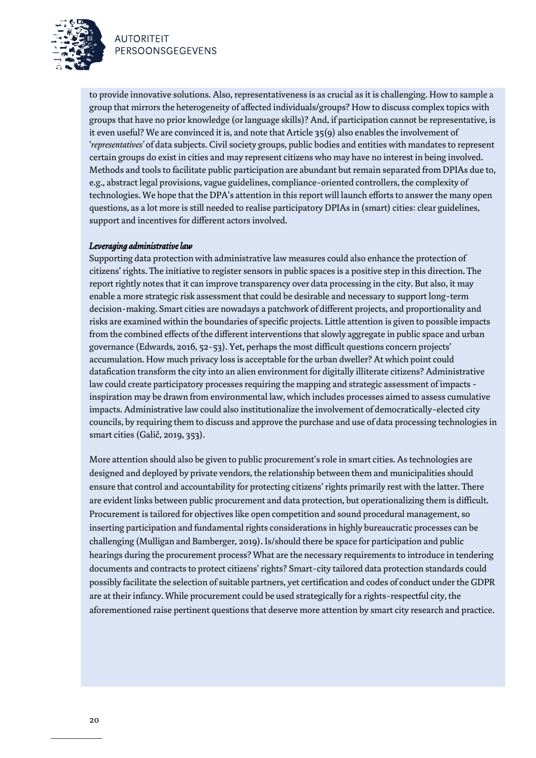to provide innovative solutions. Also, representativeness is as crucial as it is challenging. How to sample a group that mirrors the heterogeneity of affected individuals/groups? How to discuss complex topics with groups that have no prior knowledge (or language skills)? And, if participation cannot be representative, is it even useful? We are convinced it is, and note that Article 35(9) also enables the involvement of '*representatives*' of data subjects. Civil society groups, public bodies and entities with mandates to represent certain groups do exist in cities and may represent citizens who may have no interest in being involved. Methods and tools to facilitate public participation are abundant but remain separated from DPIAs due to, e.g., abstract legal provisions, vague guidelines, compliance-oriented controllers, the complexity of technologies. We hope that the DPA's attention in this report will launch efforts to answer the many open questions, as a lot more is still needed to realise participatory DPIAs in (smart) cities: clear guidelines, support and incentives for different actors involved.

***Leveraging administrative law***

Supporting data protection with administrative law measures could also enhance the protection of citizens' rights. The initiative to register sensors in public spaces is a positive step in this direction. The report rightly notes that it can improve transparency over data processing in the city. But also, it may enable a more strategic risk assessment that could be desirable and necessary to support long-term decision-making. Smart cities are nowadays a patchwork of different projects, and proportionality and risks are examined within the boundaries of specific projects. Little attention is given to possible impacts from the combined effects of the different interventions that slowly aggregate in public space and urban governance (Edwards, 2016, 52-53). Yet, perhaps the most difficult questions concern projects' accumulation. How much privacy loss is acceptable for the urban dweller? At which point could datafication transform the city into an alien environment for digitally illiterate citizens? Administrative law could create participatory processes requiring the mapping and strategic assessment of impacts - inspiration may be drawn from environmental law, which includes processes aimed to assess cumulative impacts. Administrative law could also institutionalize the involvement of democratically-elected city councils, by requiring them to discuss and approve the purchase and use of data processing technologies in smart cities (Galič, 2019, 353).

More attention should also be given to public procurement's role in smart cities. As technologies are designed and deployed by private vendors, the relationship between them and municipalities should ensure that control and accountability for protecting citizens' rights primarily rest with the latter. There are evident links between public procurement and data protection, but operationalizing them is difficult. Procurement is tailored for objectives like open competition and sound procedural management, so inserting participation and fundamental rights considerations in highly bureaucratic processes can be challenging (Mulligan and Bamberger, 2019). Is/should there be space for participation and public hearings during the procurement process? What are the necessary requirements to introduce in tendering documents and contracts to protect citizens' rights? Smart-city tailored data protection standards could possibly facilitate the selection of suitable partners, yet certification and codes of conduct under the GDPR are at their infancy. While procurement could be used strategically for a rights-respectful city, the aforementioned raise pertinent questions that deserve more attention by smart city research and practice.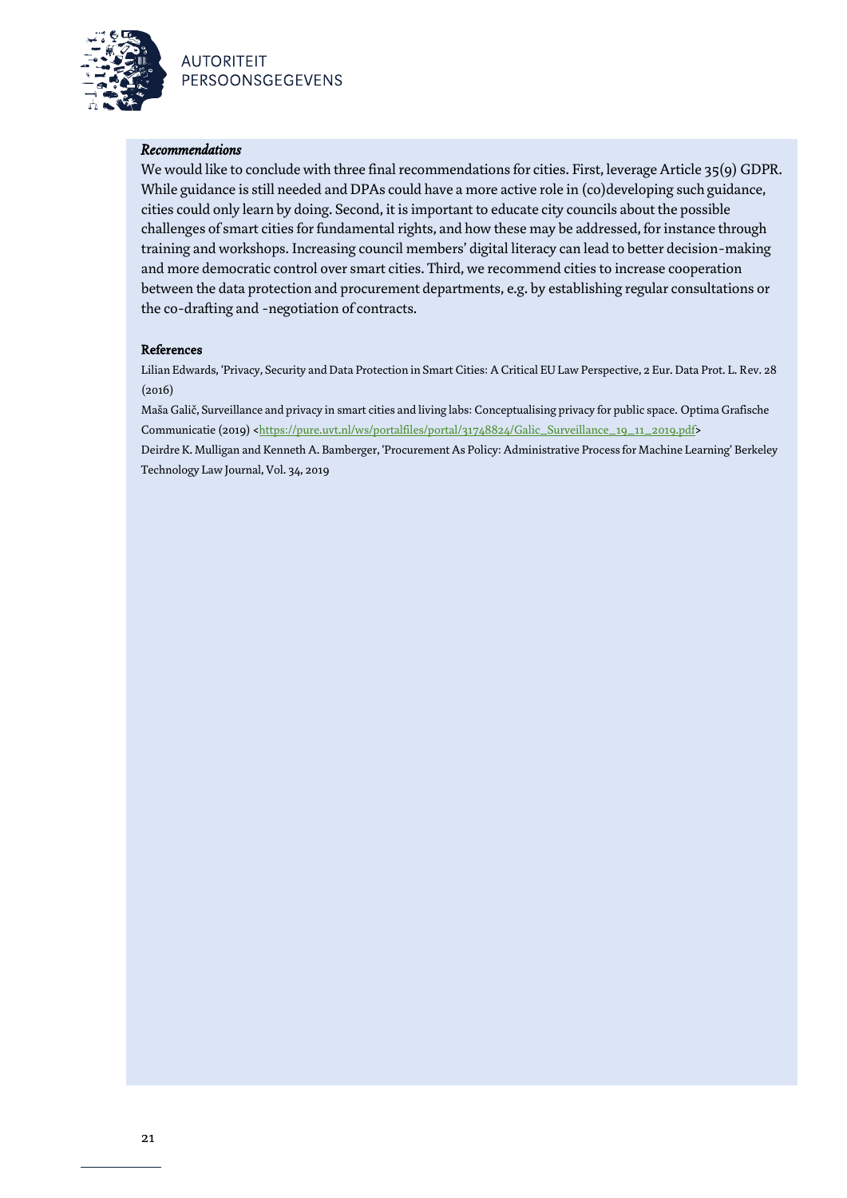*Recommendations*

We would like to conclude with three final recommendations for cities. First, leverage Article 35(9) GDPR. While guidance is still needed and DPAs could have a more active role in (co)developing such guidance, cities could only learn by doing. Second, it is important to educate city councils about the possible challenges of smart cities for fundamental rights, and how these may be addressed, for instance through training and workshops. Increasing council members' digital literacy can lead to better decision-making and more democratic control over smart cities. Third, we recommend cities to increase cooperation between the data protection and procurement departments, e.g. by establishing regular consultations or the co-drafting and -negotiation of contracts.

**References**

Lilian Edwards, 'Privacy, Security and Data Protection in Smart Cities: A Critical EU Law Perspective, 2 Eur. Data Prot. L. Rev. 28 (2016)

Maša Galič, Surveillance and privacy in smart cities and living labs: Conceptualising privacy for public space. Optima Grafische Communicatie (2019) <https://pure.uvt.nl/ws/portalfiles/portal/31748824/Galic_Surveillance_19_11_2019.pdf>

Deirdre K. Mulligan and Kenneth A. Bamberger, 'Procurement As Policy: Administrative Process for Machine Learning' Berkeley Technology Law Journal, Vol. 34, 2019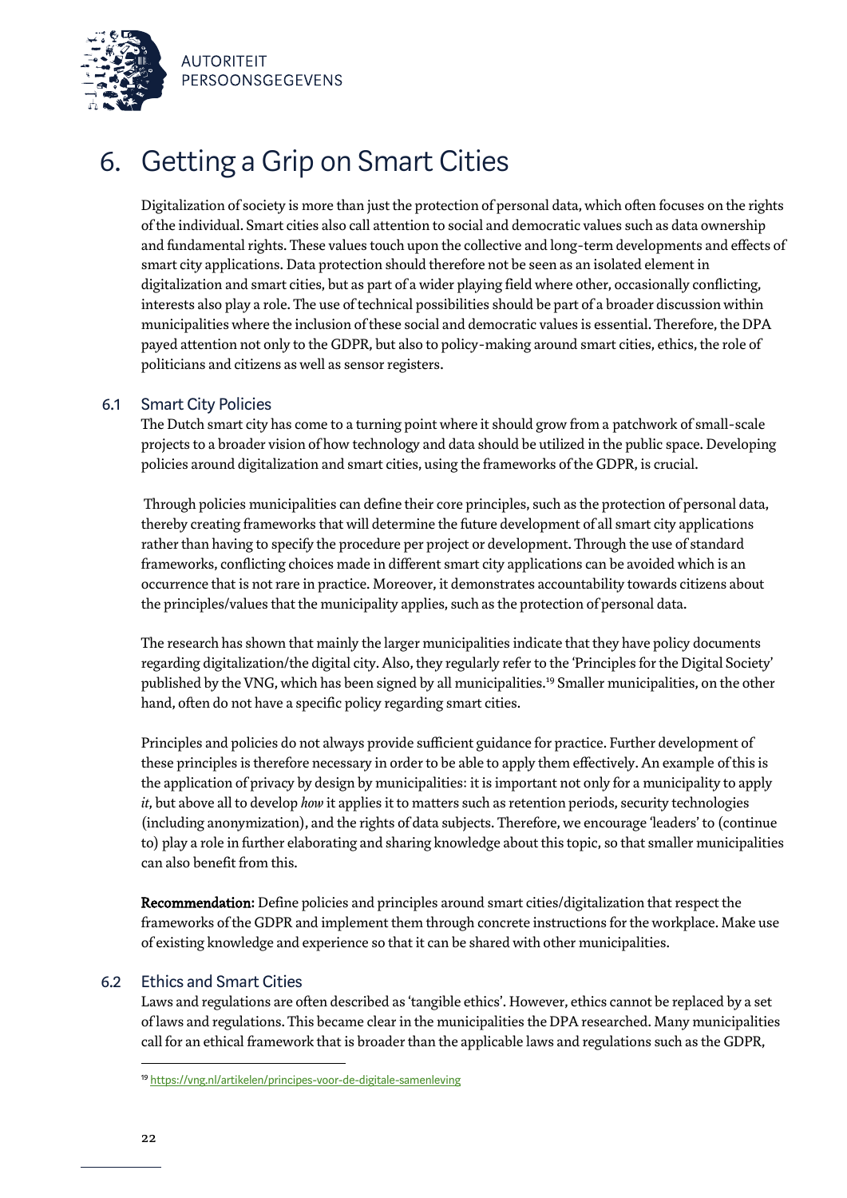# 6. Getting a Grip on Smart Cities

Digitalization of society is more than just the protection of personal data, which often focuses on the rights of the individual. Smart cities also call attention to social and democratic values such as data ownership and fundamental rights. These values touch upon the collective and long-term developments and effects of smart city applications. Data protection should therefore not be seen as an isolated element in digitalization and smart cities, but as part of a wider playing field where other, occasionally conflicting, interests also play a role. The use of technical possibilities should be part of a broader discussion within municipalities where the inclusion of these social and democratic values is essential. Therefore, the DPA payed attention not only to the GDPR, but also to policy-making around smart cities, ethics, the role of politicians and citizens as well as sensor registers.

## 6.1 Smart City Policies

The Dutch smart city has come to a turning point where it should grow from a patchwork of small-scale projects to a broader vision of how technology and data should be utilized in the public space. Developing policies around digitalization and smart cities, using the frameworks of the GDPR, is crucial.

Through policies municipalities can define their core principles, such as the protection of personal data, thereby creating frameworks that will determine the future development of all smart city applications rather than having to specify the procedure per project or development. Through the use of standard frameworks, conflicting choices made in different smart city applications can be avoided which is an occurrence that is not rare in practice. Moreover, it demonstrates accountability towards citizens about the principles/values that the municipality applies, such as the protection of personal data.

The research has shown that mainly the larger municipalities indicate that they have policy documents regarding digitalization/the digital city. Also, they regularly refer to the 'Principles for the Digital Society' published by the VNG, which has been signed by all municipalities.[19] Smaller municipalities, on the other hand, often do not have a specific policy regarding smart cities.

Principles and policies do not always provide sufficient guidance for practice. Further development of these principles is therefore necessary in order to be able to apply them effectively. An example of this is the application of privacy by design by municipalities: it is important not only for a municipality to apply *it*, but above all to develop *how* it applies it to matters such as retention periods, security technologies (including anonymization), and the rights of data subjects. Therefore, we encourage 'leaders' to (continue to) play a role in further elaborating and sharing knowledge about this topic, so that smaller municipalities can also benefit from this.

**Recommendation:** Define policies and principles around smart cities/digitalization that respect the frameworks of the GDPR and implement them through concrete instructions for the workplace. Make use of existing knowledge and experience so that it can be shared with other municipalities.

## 6.2 Ethics and Smart Cities

Laws and regulations are often described as 'tangible ethics'. However, ethics cannot be replaced by a set of laws and regulations. This became clear in the municipalities the DPA researched. Many municipalities call for an ethical framework that is broader than the applicable laws and regulations such as the GDPR,

[19] https://vng.nl/artikelen/principes-voor-de-digitale-samenleving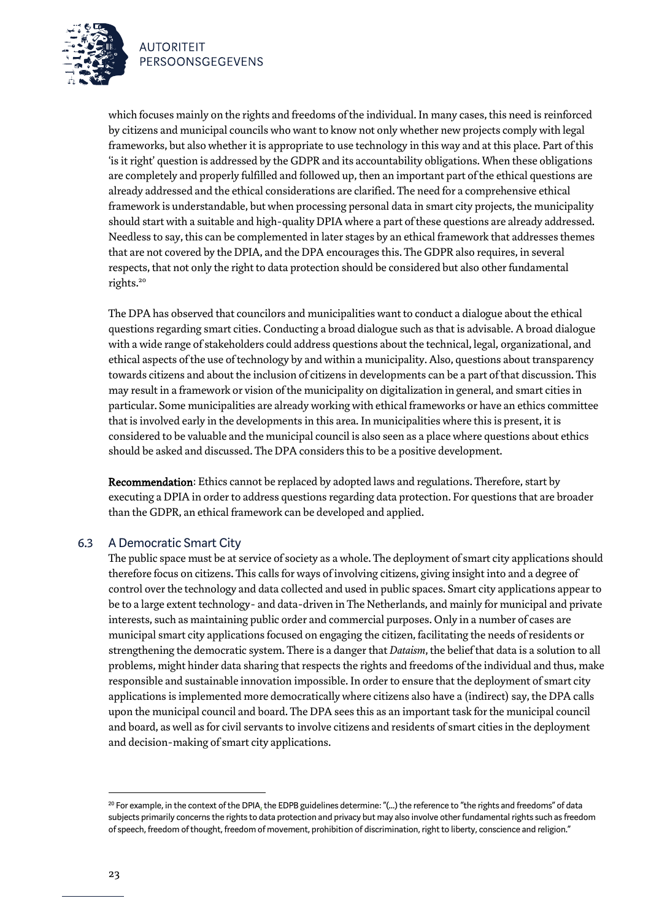which focuses mainly on the rights and freedoms of the individual. In many cases, this need is reinforced by citizens and municipal councils who want to know not only whether new projects comply with legal frameworks, but also whether it is appropriate to use technology in this way and at this place. Part of this 'is it right' question is addressed by the GDPR and its accountability obligations. When these obligations are completely and properly fulfilled and followed up, then an important part of the ethical questions are already addressed and the ethical considerations are clarified. The need for a comprehensive ethical framework is understandable, but when processing personal data in smart city projects, the municipality should start with a suitable and high-quality DPIA where a part of these questions are already addressed. Needless to say, this can be complemented in later stages by an ethical framework that addresses themes that are not covered by the DPIA, and the DPA encourages this. The GDPR also requires, in several respects, that not only the right to data protection should be considered but also other fundamental rights.[20]

The DPA has observed that councilors and municipalities want to conduct a dialogue about the ethical questions regarding smart cities. Conducting a broad dialogue such as that is advisable. A broad dialogue with a wide range of stakeholders could address questions about the technical, legal, organizational, and ethical aspects of the use of technology by and within a municipality. Also, questions about transparency towards citizens and about the inclusion of citizens in developments can be a part of that discussion. This may result in a framework or vision of the municipality on digitalization in general, and smart cities in particular. Some municipalities are already working with ethical frameworks or have an ethics committee that is involved early in the developments in this area. In municipalities where this is present, it is considered to be valuable and the municipal council is also seen as a place where questions about ethics should be asked and discussed. The DPA considers this to be a positive development.

**Recommendation**: Ethics cannot be replaced by adopted laws and regulations. Therefore, start by executing a DPIA in order to address questions regarding data protection. For questions that are broader than the GDPR, an ethical framework can be developed and applied.

## 6.3 A Democratic Smart City

The public space must be at service of society as a whole. The deployment of smart city applications should therefore focus on citizens. This calls for ways of involving citizens, giving insight into and a degree of control over the technology and data collected and used in public spaces. Smart city applications appear to be to a large extent technology- and data-driven in The Netherlands, and mainly for municipal and private interests, such as maintaining public order and commercial purposes. Only in a number of cases are municipal smart city applications focused on engaging the citizen, facilitating the needs of residents or strengthening the democratic system. There is a danger that *Dataism*, the belief that data is a solution to all problems, might hinder data sharing that respects the rights and freedoms of the individual and thus, make responsible and sustainable innovation impossible. In order to ensure that the deployment of smart city applications is implemented more democratically where citizens also have a (indirect) say, the DPA calls upon the municipal council and board. The DPA sees this as an important task for the municipal council and board, as well as for civil servants to involve citizens and residents of smart cities in the deployment and decision-making of smart city applications.

---

[20] For example, in the context of the DPIA, the EDPB guidelines determine: "(...) the reference to "the rights and freedoms" of data subjects primarily concerns the rights to data protection and privacy but may also involve other fundamental rights such as freedom of speech, freedom of thought, freedom of movement, prohibition of discrimination, right to liberty, conscience and religion."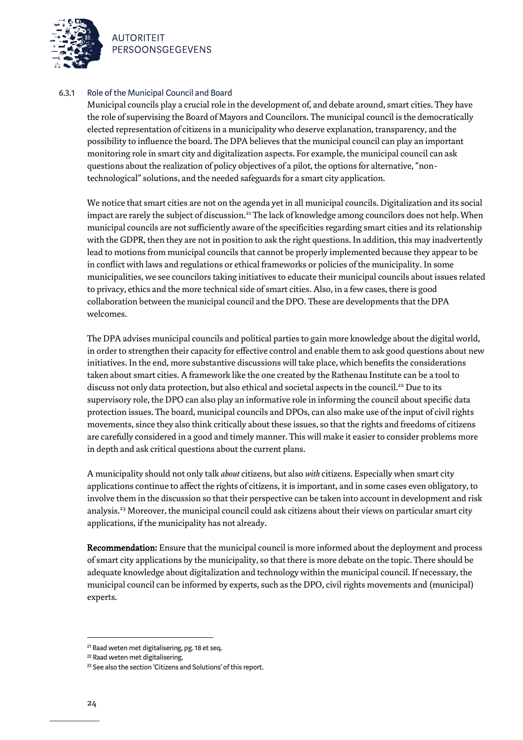### 6.3.1 Role of the Municipal Council and Board

Municipal councils play a crucial role in the development of, and debate around, smart cities. They have the role of supervising the Board of Mayors and Councilors. The municipal council is the democratically elected representation of citizens in a municipality who deserve explanation, transparency, and the possibility to influence the board. The DPA believes that the municipal council can play an important monitoring role in smart city and digitalization aspects. For example, the municipal council can ask questions about the realization of policy objectives of a pilot, the options for alternative, "non-technological" solutions, and the needed safeguards for a smart city application.

We notice that smart cities are not on the agenda yet in all municipal councils. Digitalization and its social impact are rarely the subject of discussion.[21] The lack of knowledge among councilors does not help. When municipal councils are not sufficiently aware of the specificities regarding smart cities and its relationship with the GDPR, then they are not in position to ask the right questions. In addition, this may inadvertently lead to motions from municipal councils that cannot be properly implemented because they appear to be in conflict with laws and regulations or ethical frameworks or policies of the municipality. In some municipalities, we see councilors taking initiatives to educate their municipal councils about issues related to privacy, ethics and the more technical side of smart cities. Also, in a few cases, there is good collaboration between the municipal council and the DPO. These are developments that the DPA welcomes.

The DPA advises municipal councils and political parties to gain more knowledge about the digital world, in order to strengthen their capacity for effective control and enable them to ask good questions about new initiatives. In the end, more substantive discussions will take place, which benefits the considerations taken about smart cities. A framework like the one created by the Rathenau Institute can be a tool to discuss not only data protection, but also ethical and societal aspects in the council.[22] Due to its supervisory role, the DPO can also play an informative role in informing the council about specific data protection issues. The board, municipal councils and DPOs, can also make use of the input of civil rights movements, since they also think critically about these issues, so that the rights and freedoms of citizens are carefully considered in a good and timely manner. This will make it easier to consider problems more in depth and ask critical questions about the current plans.

A municipality should not only talk *about* citizens, but also *with* citizens. Especially when smart city applications continue to affect the rights of citizens, it is important, and in some cases even obligatory, to involve them in the discussion so that their perspective can be taken into account in development and risk analysis.[23] Moreover, the municipal council could ask citizens about their views on particular smart city applications, if the municipality has not already.

**Recommendation:** Ensure that the municipal council is more informed about the deployment and process of smart city applications by the municipality, so that there is more debate on the topic. There should be adequate knowledge about digitalization and technology within the municipal council. If necessary, the municipal council can be informed by experts, such as the DPO, civil rights movements and (municipal) experts.

---

[21] Raad weten met digitalisering, pg. 18 et seq.

[22] Raad weten met digitalisering.

[23] See also the section 'Citizens and Solutions' of this report.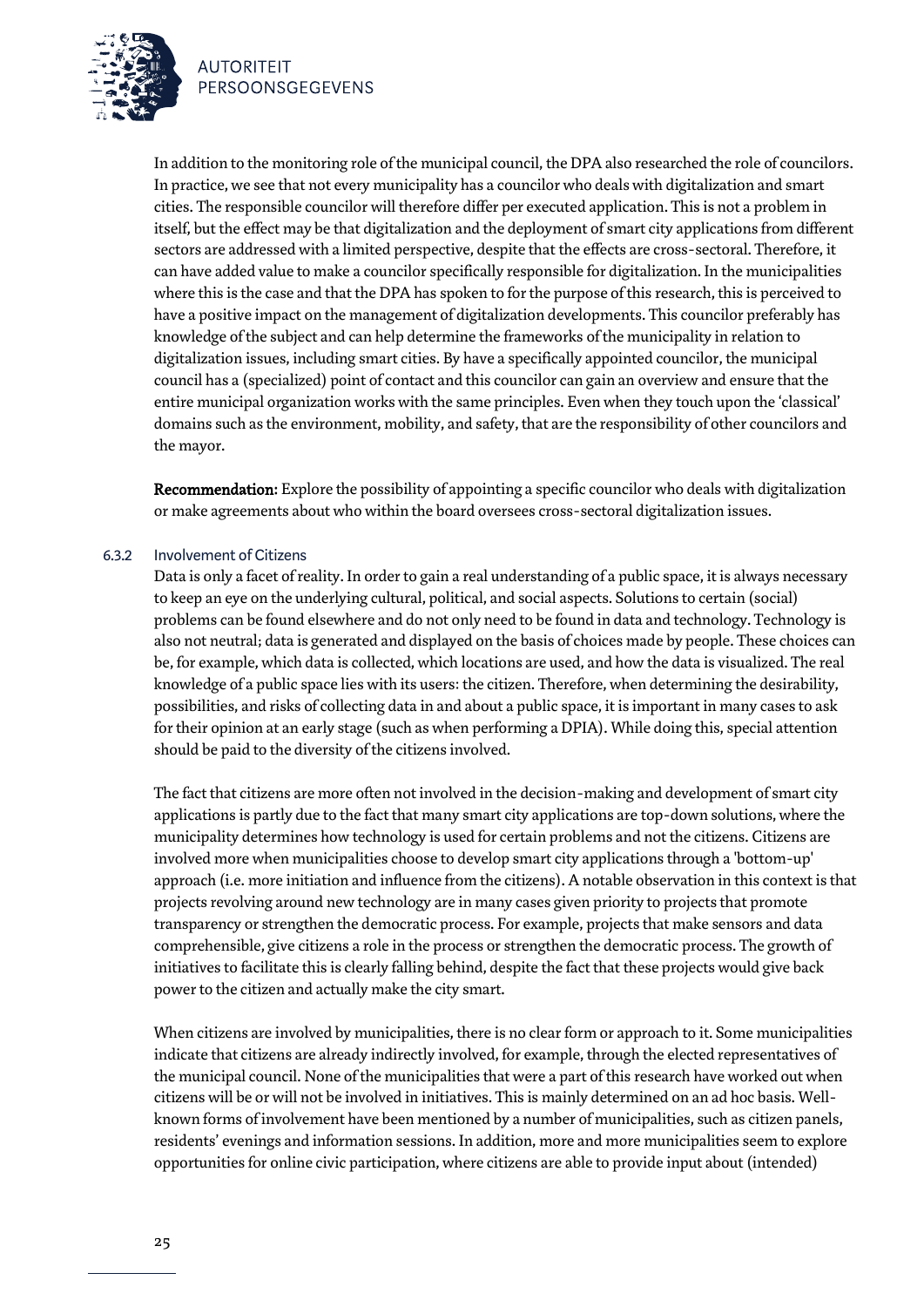In addition to the monitoring role of the municipal council, the DPA also researched the role of councilors. In practice, we see that not every municipality has a councilor who deals with digitalization and smart cities. The responsible councilor will therefore differ per executed application. This is not a problem in itself, but the effect may be that digitalization and the deployment of smart city applications from different sectors are addressed with a limited perspective, despite that the effects are cross-sectoral. Therefore, it can have added value to make a councilor specifically responsible for digitalization. In the municipalities where this is the case and that the DPA has spoken to for the purpose of this research, this is perceived to have a positive impact on the management of digitalization developments. This councilor preferably has knowledge of the subject and can help determine the frameworks of the municipality in relation to digitalization issues, including smart cities. By have a specifically appointed councilor, the municipal council has a (specialized) point of contact and this councilor can gain an overview and ensure that the entire municipal organization works with the same principles. Even when they touch upon the 'classical' domains such as the environment, mobility, and safety, that are the responsibility of other councilors and the mayor.

**Recommendation:** Explore the possibility of appointing a specific councilor who deals with digitalization or make agreements about who within the board oversees cross-sectoral digitalization issues.

### 6.3.2 Involvement of Citizens

Data is only a facet of reality. In order to gain a real understanding of a public space, it is always necessary to keep an eye on the underlying cultural, political, and social aspects. Solutions to certain (social) problems can be found elsewhere and do not only need to be found in data and technology. Technology is also not neutral; data is generated and displayed on the basis of choices made by people. These choices can be, for example, which data is collected, which locations are used, and how the data is visualized. The real knowledge of a public space lies with its users: the citizen. Therefore, when determining the desirability, possibilities, and risks of collecting data in and about a public space, it is important in many cases to ask for their opinion at an early stage (such as when performing a DPIA). While doing this, special attention should be paid to the diversity of the citizens involved.

The fact that citizens are more often not involved in the decision-making and development of smart city applications is partly due to the fact that many smart city applications are top-down solutions, where the municipality determines how technology is used for certain problems and not the citizens. Citizens are involved more when municipalities choose to develop smart city applications through a 'bottom-up' approach (i.e. more initiation and influence from the citizens). A notable observation in this context is that projects revolving around new technology are in many cases given priority to projects that promote transparency or strengthen the democratic process. For example, projects that make sensors and data comprehensible, give citizens a role in the process or strengthen the democratic process. The growth of initiatives to facilitate this is clearly falling behind, despite the fact that these projects would give back power to the citizen and actually make the city smart.

When citizens are involved by municipalities, there is no clear form or approach to it. Some municipalities indicate that citizens are already indirectly involved, for example, through the elected representatives of the municipal council. None of the municipalities that were a part of this research have worked out when citizens will be or will not be involved in initiatives. This is mainly determined on an ad hoc basis. Well-known forms of involvement have been mentioned by a number of municipalities, such as citizen panels, residents' evenings and information sessions. In addition, more and more municipalities seem to explore opportunities for online civic participation, where citizens are able to provide input about (intended)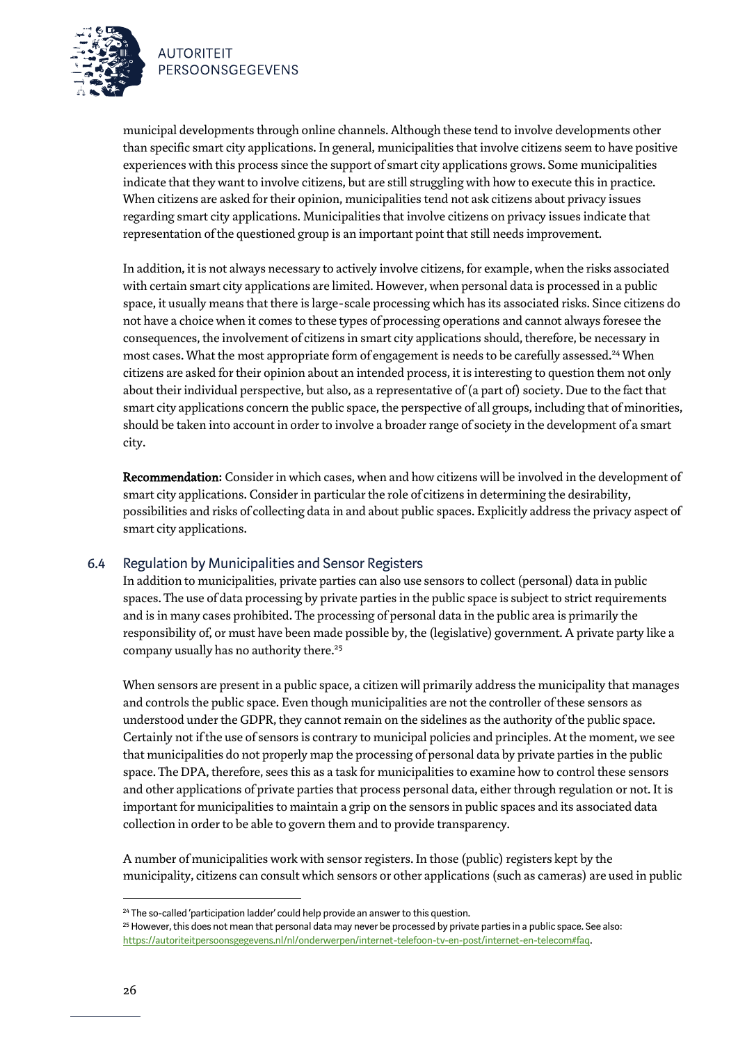municipal developments through online channels. Although these tend to involve developments other than specific smart city applications. In general, municipalities that involve citizens seem to have positive experiences with this process since the support of smart city applications grows. Some municipalities indicate that they want to involve citizens, but are still struggling with how to execute this in practice. When citizens are asked for their opinion, municipalities tend not ask citizens about privacy issues regarding smart city applications. Municipalities that involve citizens on privacy issues indicate that representation of the questioned group is an important point that still needs improvement.

In addition, it is not always necessary to actively involve citizens, for example, when the risks associated with certain smart city applications are limited. However, when personal data is processed in a public space, it usually means that there is large-scale processing which has its associated risks. Since citizens do not have a choice when it comes to these types of processing operations and cannot always foresee the consequences, the involvement of citizens in smart city applications should, therefore, be necessary in most cases. What the most appropriate form of engagement is needs to be carefully assessed.[24] When citizens are asked for their opinion about an intended process, it is interesting to question them not only about their individual perspective, but also, as a representative of (a part of) society. Due to the fact that smart city applications concern the public space, the perspective of all groups, including that of minorities, should be taken into account in order to involve a broader range of society in the development of a smart city.

**Recommendation:** Consider in which cases, when and how citizens will be involved in the development of smart city applications. Consider in particular the role of citizens in determining the desirability, possibilities and risks of collecting data in and about public spaces. Explicitly address the privacy aspect of smart city applications.

## 6.4 Regulation by Municipalities and Sensor Registers

In addition to municipalities, private parties can also use sensors to collect (personal) data in public spaces. The use of data processing by private parties in the public space is subject to strict requirements and is in many cases prohibited. The processing of personal data in the public area is primarily the responsibility of, or must have been made possible by, the (legislative) government. A private party like a company usually has no authority there.[25]

When sensors are present in a public space, a citizen will primarily address the municipality that manages and controls the public space. Even though municipalities are not the controller of these sensors as understood under the GDPR, they cannot remain on the sidelines as the authority of the public space. Certainly not if the use of sensors is contrary to municipal policies and principles. At the moment, we see that municipalities do not properly map the processing of personal data by private parties in the public space. The DPA, therefore, sees this as a task for municipalities to examine how to control these sensors and other applications of private parties that process personal data, either through regulation or not. It is important for municipalities to maintain a grip on the sensors in public spaces and its associated data collection in order to be able to govern them and to provide transparency.

A number of municipalities work with sensor registers. In those (public) registers kept by the municipality, citizens can consult which sensors or other applications (such as cameras) are used in public

---

[24] The so-called 'participation ladder' could help provide an answer to this question.

[25] However, this does not mean that personal data may never be processed by private parties in a public space. See also: https://autoriteitpersoonsgegevens.nl/nl/onderwerpen/internet-telefoon-tv-en-post/internet-en-telecom#faq.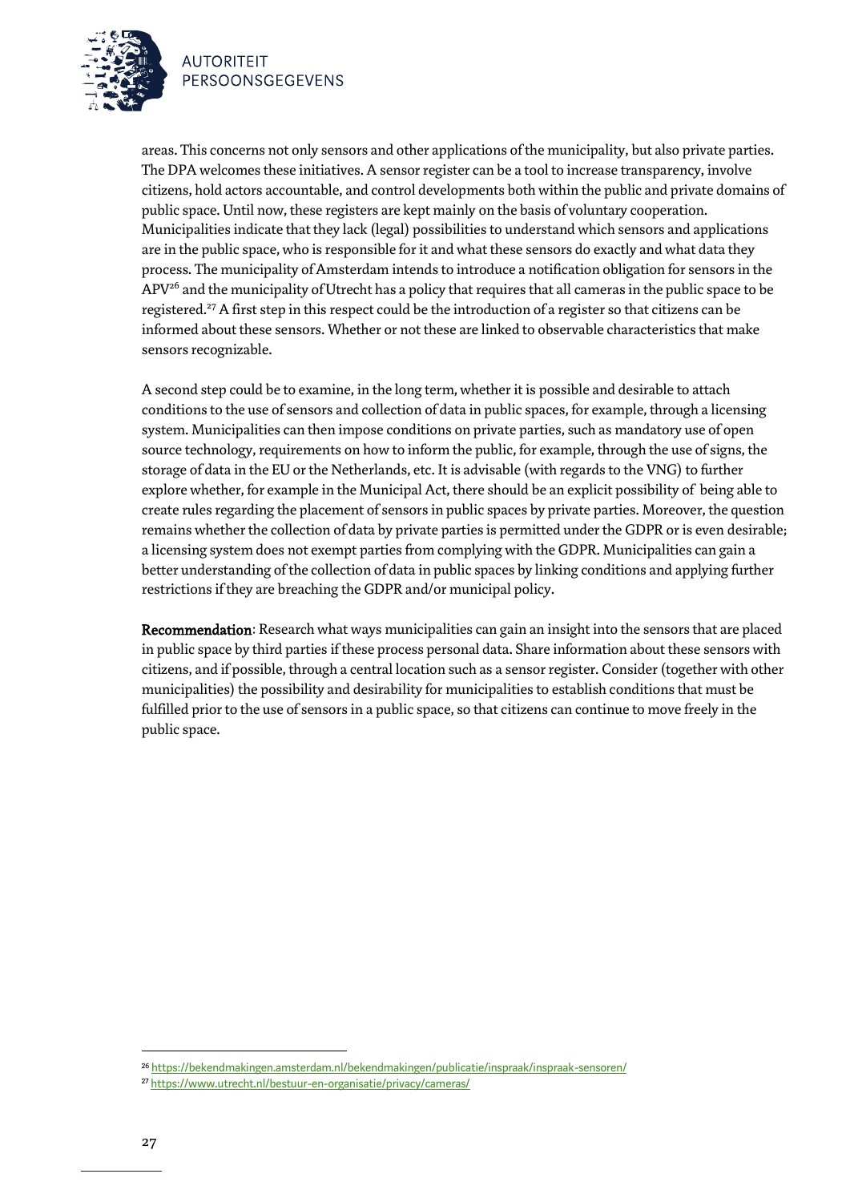areas. This concerns not only sensors and other applications of the municipality, but also private parties. The DPA welcomes these initiatives. A sensor register can be a tool to increase transparency, involve citizens, hold actors accountable, and control developments both within the public and private domains of public space. Until now, these registers are kept mainly on the basis of voluntary cooperation. Municipalities indicate that they lack (legal) possibilities to understand which sensors and applications are in the public space, who is responsible for it and what these sensors do exactly and what data they process. The municipality of Amsterdam intends to introduce a notification obligation for sensors in the APV[26] and the municipality of Utrecht has a policy that requires that all cameras in the public space to be registered.[27] A first step in this respect could be the introduction of a register so that citizens can be informed about these sensors. Whether or not these are linked to observable characteristics that make sensors recognizable.

A second step could be to examine, in the long term, whether it is possible and desirable to attach conditions to the use of sensors and collection of data in public spaces, for example, through a licensing system. Municipalities can then impose conditions on private parties, such as mandatory use of open source technology, requirements on how to inform the public, for example, through the use of signs, the storage of data in the EU or the Netherlands, etc. It is advisable (with regards to the VNG) to further explore whether, for example in the Municipal Act, there should be an explicit possibility of being able to create rules regarding the placement of sensors in public spaces by private parties. Moreover, the question remains whether the collection of data by private parties is permitted under the GDPR or is even desirable; a licensing system does not exempt parties from complying with the GDPR. Municipalities can gain a better understanding of the collection of data in public spaces by linking conditions and applying further restrictions if they are breaching the GDPR and/or municipal policy.

**Recommendation**: Research what ways municipalities can gain an insight into the sensors that are placed in public space by third parties if these process personal data. Share information about these sensors with citizens, and if possible, through a central location such as a sensor register. Consider (together with other municipalities) the possibility and desirability for municipalities to establish conditions that must be fulfilled prior to the use of sensors in a public space, so that citizens can continue to move freely in the public space.

[26] https://bekendmakingen.amsterdam.nl/bekendmakingen/publicatie/inspraak/inspraak-sensoren/

[27] https://www.utrecht.nl/bestuur-en-organisatie/privacy/cameras/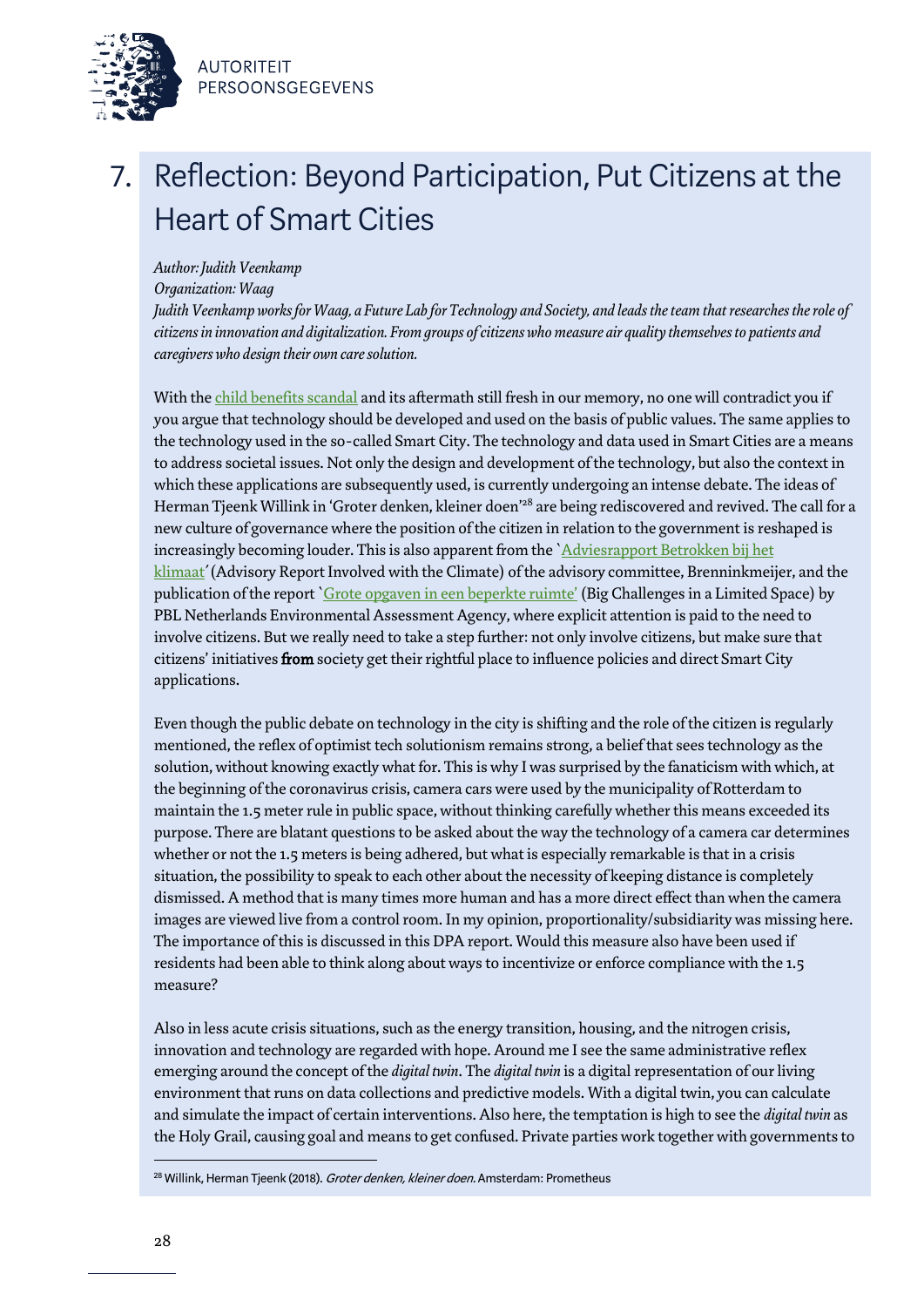# 7. Reflection: Beyond Participation, Put Citizens at the Heart of Smart Cities

*Author: Judith Veenkamp*
*Organization: Waag*
*Judith Veenkamp works for Waag, a Future Lab for Technology and Society, and leads the team that researches the role of citizens in innovation and digitalization. From groups of citizens who measure air quality themselves to patients and caregivers who design their own care solution.*

With the child benefits scandal and its aftermath still fresh in our memory, no one will contradict you if you argue that technology should be developed and used on the basis of public values. The same applies to the technology used in the so-called Smart City. The technology and data used in Smart Cities are a means to address societal issues. Not only the design and development of the technology, but also the context in which these applications are subsequently used, is currently undergoing an intense debate. The ideas of Herman Tjeenk Willink in 'Groter denken, kleiner doen'[28] are being rediscovered and revived. The call for a new culture of governance where the position of the citizen in relation to the government is reshaped is increasingly becoming louder. This is also apparent from the `Adviesrapport Betrokken bij het klimaat' (Advisory Report Involved with the Climate) of the advisory committee, Brenninkmeijer, and the publication of the report `Grote opgaven in een beperkte ruimte' (Big Challenges in a Limited Space) by PBL Netherlands Environmental Assessment Agency, where explicit attention is paid to the need to involve citizens. But we really need to take a step further: not only involve citizens, but make sure that citizens' initiatives **from** society get their rightful place to influence policies and direct Smart City applications.

Even though the public debate on technology in the city is shifting and the role of the citizen is regularly mentioned, the reflex of optimist tech solutionism remains strong, a belief that sees technology as the solution, without knowing exactly what for. This is why I was surprised by the fanaticism with which, at the beginning of the coronavirus crisis, camera cars were used by the municipality of Rotterdam to maintain the 1.5 meter rule in public space, without thinking carefully whether this means exceeded its purpose. There are blatant questions to be asked about the way the technology of a camera car determines whether or not the 1.5 meters is being adhered, but what is especially remarkable is that in a crisis situation, the possibility to speak to each other about the necessity of keeping distance is completely dismissed. A method that is many times more human and has a more direct effect than when the camera images are viewed live from a control room. In my opinion, proportionality/subsidiarity was missing here. The importance of this is discussed in this DPA report. Would this measure also have been used if residents had been able to think along about ways to incentivize or enforce compliance with the 1.5 measure?

Also in less acute crisis situations, such as the energy transition, housing, and the nitrogen crisis, innovation and technology are regarded with hope. Around me I see the same administrative reflex emerging around the concept of the *digital twin*. The *digital twin* is a digital representation of our living environment that runs on data collections and predictive models. With a digital twin, you can calculate and simulate the impact of certain interventions. Also here, the temptation is high to see the *digital twin* as the Holy Grail, causing goal and means to get confused. Private parties work together with governments to

[28] Willink, Herman Tjeenk (2018). *Groter denken, kleiner doen.* Amsterdam: Prometheus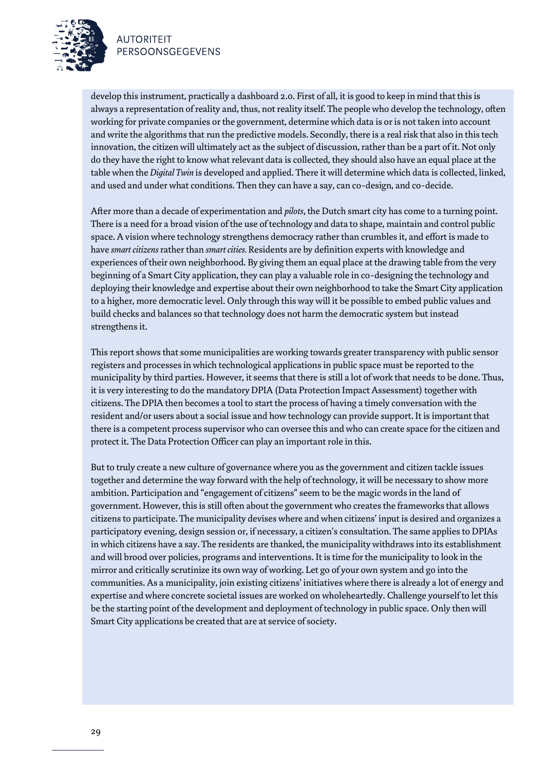develop this instrument, practically a dashboard 2.0. First of all, it is good to keep in mind that this is always a representation of reality and, thus, not reality itself. The people who develop the technology, often working for private companies or the government, determine which data is or is not taken into account and write the algorithms that run the predictive models. Secondly, there is a real risk that also in this tech innovation, the citizen will ultimately act as the subject of discussion, rather than be a part of it. Not only do they have the right to know what relevant data is collected, they should also have an equal place at the table when the *Digital Twin* is developed and applied. There it will determine which data is collected, linked, and used and under what conditions. Then they can have a say, can co-design, and co-decide.

After more than a decade of experimentation and *pilots*, the Dutch smart city has come to a turning point. There is a need for a broad vision of the use of technology and data to shape, maintain and control public space. A vision where technology strengthens democracy rather than crumbles it, and effort is made to have *smart citizens* rather than *smart cities.* Residents are by definition experts with knowledge and experiences of their own neighborhood. By giving them an equal place at the drawing table from the very beginning of a Smart City application, they can play a valuable role in co-designing the technology and deploying their knowledge and expertise about their own neighborhood to take the Smart City application to a higher, more democratic level. Only through this way will it be possible to embed public values and build checks and balances so that technology does not harm the democratic system but instead strengthens it.

This report shows that some municipalities are working towards greater transparency with public sensor registers and processes in which technological applications in public space must be reported to the municipality by third parties. However, it seems that there is still a lot of work that needs to be done. Thus, it is very interesting to do the mandatory DPIA (Data Protection Impact Assessment) together with citizens. The DPIA then becomes a tool to start the process of having a timely conversation with the resident and/or users about a social issue and how technology can provide support. It is important that there is a competent process supervisor who can oversee this and who can create space for the citizen and protect it. The Data Protection Officer can play an important role in this.

But to truly create a new culture of governance where you as the government and citizen tackle issues together and determine the way forward with the help of technology, it will be necessary to show more ambition. Participation and "engagement of citizens" seem to be the magic words in the land of government. However, this is still often about the government who creates the frameworks that allows citizens to participate. The municipality devises where and when citizens' input is desired and organizes a participatory evening, design session or, if necessary, a citizen's consultation. The same applies to DPIAs in which citizens have a say. The residents are thanked, the municipality withdraws into its establishment and will brood over policies, programs and interventions. It is time for the municipality to look in the mirror and critically scrutinize its own way of working. Let go of your own system and go into the communities. As a municipality, join existing citizens' initiatives where there is already a lot of energy and expertise and where concrete societal issues are worked on wholeheartedly. Challenge yourself to let this be the starting point of the development and deployment of technology in public space. Only then will Smart City applications be created that are at service of society.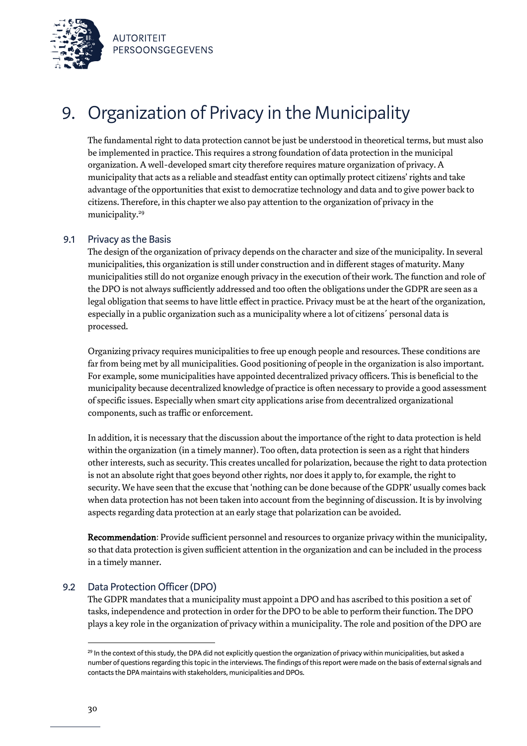# 9. Organization of Privacy in the Municipality

The fundamental right to data protection cannot be just be understood in theoretical terms, but must also be implemented in practice. This requires a strong foundation of data protection in the municipal organization. A well-developed smart city therefore requires mature organization of privacy. A municipality that acts as a reliable and steadfast entity can optimally protect citizens' rights and take advantage of the opportunities that exist to democratize technology and data and to give power back to citizens. Therefore, in this chapter we also pay attention to the organization of privacy in the municipality.[29]

## 9.1 Privacy as the Basis

The design of the organization of privacy depends on the character and size of the municipality. In several municipalities, this organization is still under construction and in different stages of maturity. Many municipalities still do not organize enough privacy in the execution of their work. The function and role of the DPO is not always sufficiently addressed and too often the obligations under the GDPR are seen as a legal obligation that seems to have little effect in practice. Privacy must be at the heart of the organization, especially in a public organization such as a municipality where a lot of citizens´ personal data is processed.

Organizing privacy requires municipalities to free up enough people and resources. These conditions are far from being met by all municipalities. Good positioning of people in the organization is also important. For example, some municipalities have appointed decentralized privacy officers. This is beneficial to the municipality because decentralized knowledge of practice is often necessary to provide a good assessment of specific issues. Especially when smart city applications arise from decentralized organizational components, such as traffic or enforcement.

In addition, it is necessary that the discussion about the importance of the right to data protection is held within the organization (in a timely manner). Too often, data protection is seen as a right that hinders other interests, such as security. This creates uncalled for polarization, because the right to data protection is not an absolute right that goes beyond other rights, nor does it apply to, for example, the right to security. We have seen that the excuse that 'nothing can be done because of the GDPR' usually comes back when data protection has not been taken into account from the beginning of discussion. It is by involving aspects regarding data protection at an early stage that polarization can be avoided.

**Recommendation**: Provide sufficient personnel and resources to organize privacy within the municipality, so that data protection is given sufficient attention in the organization and can be included in the process in a timely manner.

## 9.2 Data Protection Officer (DPO)

The GDPR mandates that a municipality must appoint a DPO and has ascribed to this position a set of tasks, independence and protection in order for the DPO to be able to perform their function. The DPO plays a key role in the organization of privacy within a municipality. The role and position of the DPO are

[29] In the context of this study, the DPA did not explicitly question the organization of privacy within municipalities, but asked a number of questions regarding this topic in the interviews. The findings of this report were made on the basis of external signals and contacts the DPA maintains with stakeholders, municipalities and DPOs.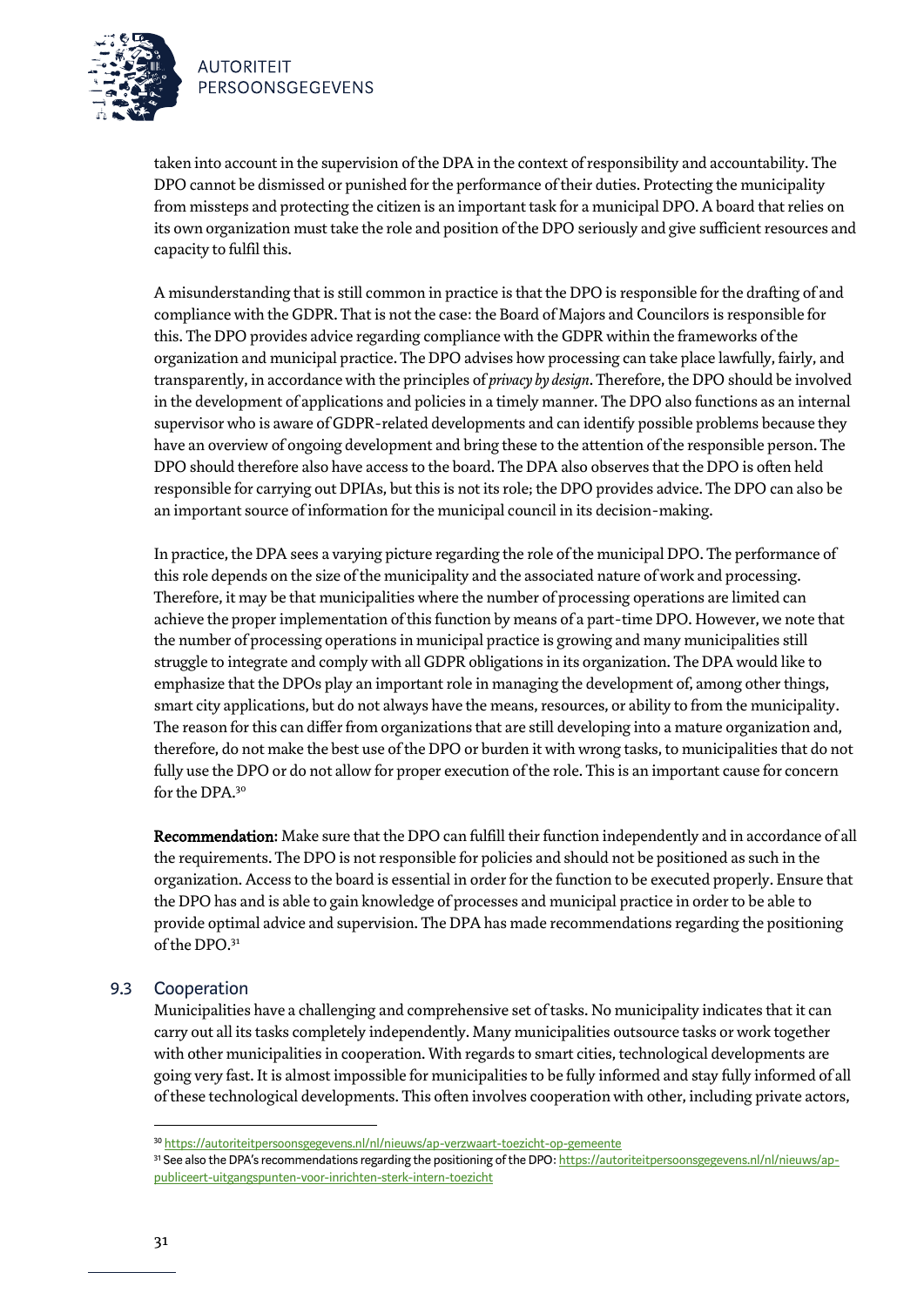taken into account in the supervision of the DPA in the context of responsibility and accountability. The DPO cannot be dismissed or punished for the performance of their duties. Protecting the municipality from missteps and protecting the citizen is an important task for a municipal DPO. A board that relies on its own organization must take the role and position of the DPO seriously and give sufficient resources and capacity to fulfil this.

A misunderstanding that is still common in practice is that the DPO is responsible for the drafting of and compliance with the GDPR. That is not the case: the Board of Majors and Councilors is responsible for this. The DPO provides advice regarding compliance with the GDPR within the frameworks of the organization and municipal practice. The DPO advises how processing can take place lawfully, fairly, and transparently, in accordance with the principles of *privacy by design*. Therefore, the DPO should be involved in the development of applications and policies in a timely manner. The DPO also functions as an internal supervisor who is aware of GDPR-related developments and can identify possible problems because they have an overview of ongoing development and bring these to the attention of the responsible person. The DPO should therefore also have access to the board. The DPA also observes that the DPO is often held responsible for carrying out DPIAs, but this is not its role; the DPO provides advice. The DPO can also be an important source of information for the municipal council in its decision-making.

In practice, the DPA sees a varying picture regarding the role of the municipal DPO. The performance of this role depends on the size of the municipality and the associated nature of work and processing. Therefore, it may be that municipalities where the number of processing operations are limited can achieve the proper implementation of this function by means of a part-time DPO. However, we note that the number of processing operations in municipal practice is growing and many municipalities still struggle to integrate and comply with all GDPR obligations in its organization. The DPA would like to emphasize that the DPOs play an important role in managing the development of, among other things, smart city applications, but do not always have the means, resources, or ability to from the municipality. The reason for this can differ from organizations that are still developing into a mature organization and, therefore, do not make the best use of the DPO or burden it with wrong tasks, to municipalities that do not fully use the DPO or do not allow for proper execution of the role. This is an important cause for concern for the DPA.[30]

**Recommendation:** Make sure that the DPO can fulfill their function independently and in accordance of all the requirements. The DPO is not responsible for policies and should not be positioned as such in the organization. Access to the board is essential in order for the function to be executed properly. Ensure that the DPO has and is able to gain knowledge of processes and municipal practice in order to be able to provide optimal advice and supervision. The DPA has made recommendations regarding the positioning of the DPO.[31]

## 9.3 Cooperation

Municipalities have a challenging and comprehensive set of tasks. No municipality indicates that it can carry out all its tasks completely independently. Many municipalities outsource tasks or work together with other municipalities in cooperation. With regards to smart cities, technological developments are going very fast. It is almost impossible for municipalities to be fully informed and stay fully informed of all of these technological developments. This often involves cooperation with other, including private actors,

---

[30] https://autoriteitpersoonsgegevens.nl/nl/nieuws/ap-verzwaart-toezicht-op-gemeente

[31] See also the DPA's recommendations regarding the positioning of the DPO: https://autoriteitpersoonsgegevens.nl/nl/nieuws/ap-publiceert-uitgangspunten-voor-inrichten-sterk-intern-toezicht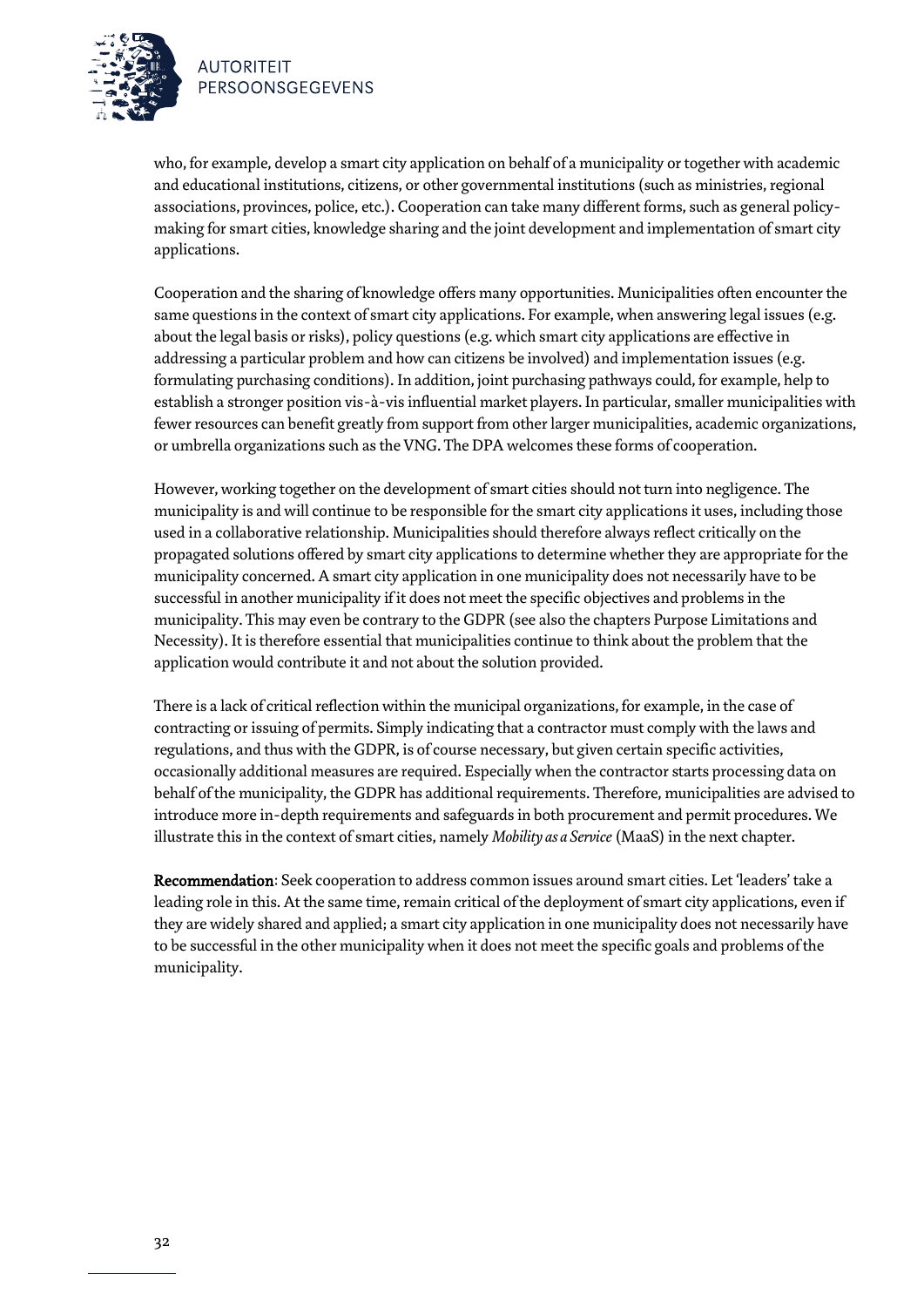who, for example, develop a smart city application on behalf of a municipality or together with academic and educational institutions, citizens, or other governmental institutions (such as ministries, regional associations, provinces, police, etc.). Cooperation can take many different forms, such as general policy-making for smart cities, knowledge sharing and the joint development and implementation of smart city applications.

Cooperation and the sharing of knowledge offers many opportunities. Municipalities often encounter the same questions in the context of smart city applications. For example, when answering legal issues (e.g. about the legal basis or risks), policy questions (e.g. which smart city applications are effective in addressing a particular problem and how can citizens be involved) and implementation issues (e.g. formulating purchasing conditions). In addition, joint purchasing pathways could, for example, help to establish a stronger position vis-à-vis influential market players. In particular, smaller municipalities with fewer resources can benefit greatly from support from other larger municipalities, academic organizations, or umbrella organizations such as the VNG. The DPA welcomes these forms of cooperation.

However, working together on the development of smart cities should not turn into negligence. The municipality is and will continue to be responsible for the smart city applications it uses, including those used in a collaborative relationship. Municipalities should therefore always reflect critically on the propagated solutions offered by smart city applications to determine whether they are appropriate for the municipality concerned. A smart city application in one municipality does not necessarily have to be successful in another municipality if it does not meet the specific objectives and problems in the municipality. This may even be contrary to the GDPR (see also the chapters Purpose Limitations and Necessity). It is therefore essential that municipalities continue to think about the problem that the application would contribute it and not about the solution provided.

There is a lack of critical reflection within the municipal organizations, for example, in the case of contracting or issuing of permits. Simply indicating that a contractor must comply with the laws and regulations, and thus with the GDPR, is of course necessary, but given certain specific activities, occasionally additional measures are required. Especially when the contractor starts processing data on behalf of the municipality, the GDPR has additional requirements. Therefore, municipalities are advised to introduce more in-depth requirements and safeguards in both procurement and permit procedures. We illustrate this in the context of smart cities, namely *Mobility as a Service* (MaaS) in the next chapter.

**Recommendation**: Seek cooperation to address common issues around smart cities. Let 'leaders' take a leading role in this. At the same time, remain critical of the deployment of smart city applications, even if they are widely shared and applied; a smart city application in one municipality does not necessarily have to be successful in the other municipality when it does not meet the specific goals and problems of the municipality.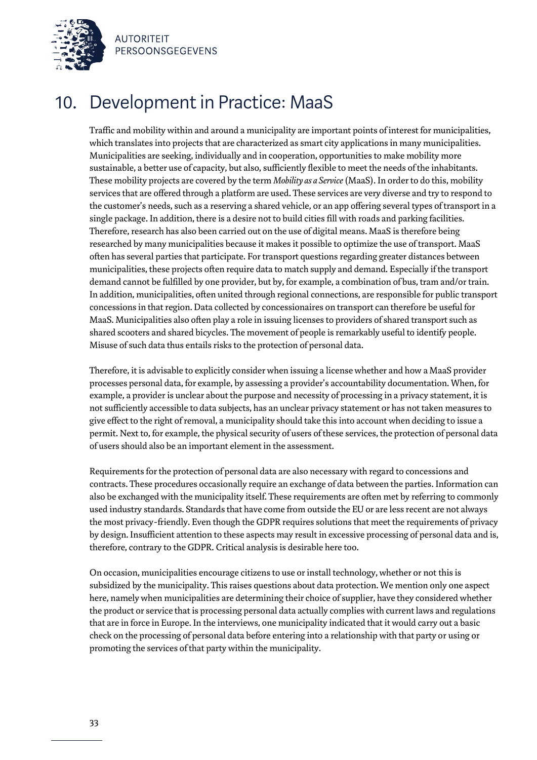# 10. Development in Practice: MaaS

Traffic and mobility within and around a municipality are important points of interest for municipalities, which translates into projects that are characterized as smart city applications in many municipalities. Municipalities are seeking, individually and in cooperation, opportunities to make mobility more sustainable, a better use of capacity, but also, sufficiently flexible to meet the needs of the inhabitants. These mobility projects are covered by the term *Mobility as a Service* (MaaS). In order to do this, mobility services that are offered through a platform are used. These services are very diverse and try to respond to the customer's needs, such as a reserving a shared vehicle, or an app offering several types of transport in a single package. In addition, there is a desire not to build cities fill with roads and parking facilities. Therefore, research has also been carried out on the use of digital means. MaaS is therefore being researched by many municipalities because it makes it possible to optimize the use of transport. MaaS often has several parties that participate. For transport questions regarding greater distances between municipalities, these projects often require data to match supply and demand. Especially if the transport demand cannot be fulfilled by one provider, but by, for example, a combination of bus, tram and/or train. In addition, municipalities, often united through regional connections, are responsible for public transport concessions in that region. Data collected by concessionaires on transport can therefore be useful for MaaS. Municipalities also often play a role in issuing licenses to providers of shared transport such as shared scooters and shared bicycles. The movement of people is remarkably useful to identify people. Misuse of such data thus entails risks to the protection of personal data.

Therefore, it is advisable to explicitly consider when issuing a license whether and how a MaaS provider processes personal data, for example, by assessing a provider's accountability documentation. When, for example, a provider is unclear about the purpose and necessity of processing in a privacy statement, it is not sufficiently accessible to data subjects, has an unclear privacy statement or has not taken measures to give effect to the right of removal, a municipality should take this into account when deciding to issue a permit. Next to, for example, the physical security of users of these services, the protection of personal data of users should also be an important element in the assessment.

Requirements for the protection of personal data are also necessary with regard to concessions and contracts. These procedures occasionally require an exchange of data between the parties. Information can also be exchanged with the municipality itself. These requirements are often met by referring to commonly used industry standards. Standards that have come from outside the EU or are less recent are not always the most privacy-friendly. Even though the GDPR requires solutions that meet the requirements of privacy by design. Insufficient attention to these aspects may result in excessive processing of personal data and is, therefore, contrary to the GDPR. Critical analysis is desirable here too.

On occasion, municipalities encourage citizens to use or install technology, whether or not this is subsidized by the municipality. This raises questions about data protection. We mention only one aspect here, namely when municipalities are determining their choice of supplier, have they considered whether the product or service that is processing personal data actually complies with current laws and regulations that are in force in Europe. In the interviews, one municipality indicated that it would carry out a basic check on the processing of personal data before entering into a relationship with that party or using or promoting the services of that party within the municipality.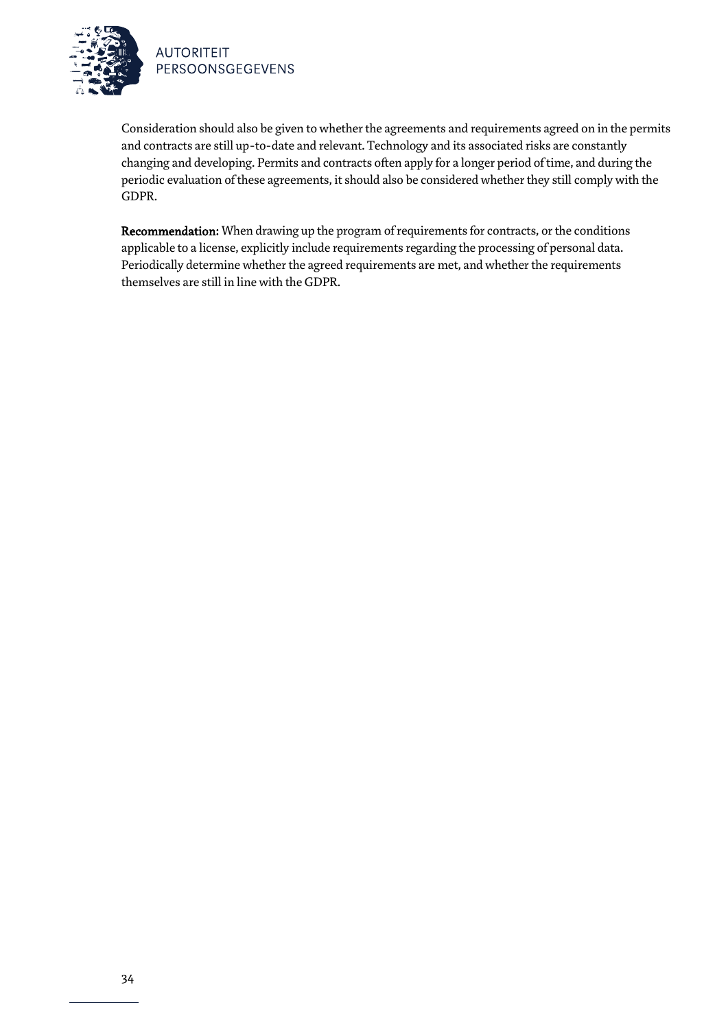Consideration should also be given to whether the agreements and requirements agreed on in the permits and contracts are still up-to-date and relevant. Technology and its associated risks are constantly changing and developing. Permits and contracts often apply for a longer period of time, and during the periodic evaluation of these agreements, it should also be considered whether they still comply with the GDPR.

**Recommendation:** When drawing up the program of requirements for contracts, or the conditions applicable to a license, explicitly include requirements regarding the processing of personal data. Periodically determine whether the agreed requirements are met, and whether the requirements themselves are still in line with the GDPR.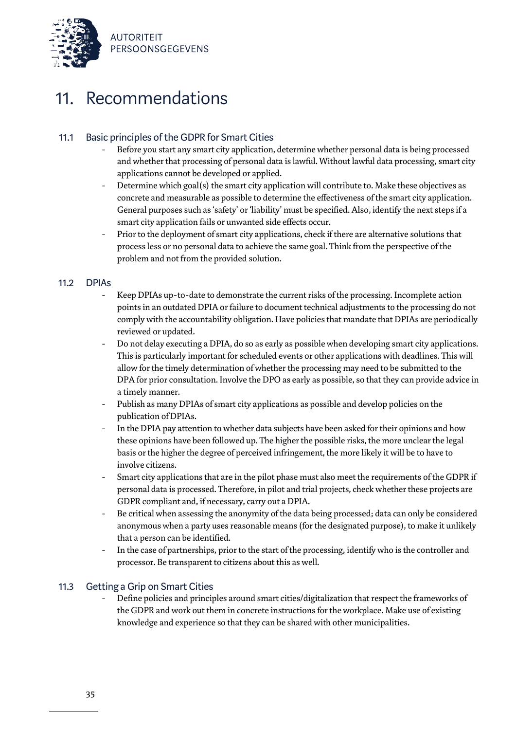# 11. Recommendations

## 11.1 Basic principles of the GDPR for Smart Cities

- Before you start any smart city application, determine whether personal data is being processed and whether that processing of personal data is lawful. Without lawful data processing, smart city applications cannot be developed or applied.
- Determine which goal(s) the smart city application will contribute to. Make these objectives as concrete and measurable as possible to determine the effectiveness of the smart city application. General purposes such as 'safety' or 'liability' must be specified. Also, identify the next steps if a smart city application fails or unwanted side effects occur.
- Prior to the deployment of smart city applications, check if there are alternative solutions that process less or no personal data to achieve the same goal. Think from the perspective of the problem and not from the provided solution.

## 11.2 DPIAs

- Keep DPIAs up-to-date to demonstrate the current risks of the processing. Incomplete action points in an outdated DPIA or failure to document technical adjustments to the processing do not comply with the accountability obligation. Have policies that mandate that DPIAs are periodically reviewed or updated.
- Do not delay executing a DPIA, do so as early as possible when developing smart city applications. This is particularly important for scheduled events or other applications with deadlines. This will allow for the timely determination of whether the processing may need to be submitted to the DPA for prior consultation. Involve the DPO as early as possible, so that they can provide advice in a timely manner.
- Publish as many DPIAs of smart city applications as possible and develop policies on the publication of DPIAs.
- In the DPIA pay attention to whether data subjects have been asked for their opinions and how these opinions have been followed up. The higher the possible risks, the more unclear the legal basis or the higher the degree of perceived infringement, the more likely it will be to have to involve citizens.
- Smart city applications that are in the pilot phase must also meet the requirements of the GDPR if personal data is processed. Therefore, in pilot and trial projects, check whether these projects are GDPR compliant and, if necessary, carry out a DPIA.
- Be critical when assessing the anonymity of the data being processed; data can only be considered anonymous when a party uses reasonable means (for the designated purpose), to make it unlikely that a person can be identified.
- In the case of partnerships, prior to the start of the processing, identify who is the controller and processor. Be transparent to citizens about this as well.

## 11.3 Getting a Grip on Smart Cities

- Define policies and principles around smart cities/digitalization that respect the frameworks of the GDPR and work out them in concrete instructions for the workplace. Make use of existing knowledge and experience so that they can be shared with other municipalities.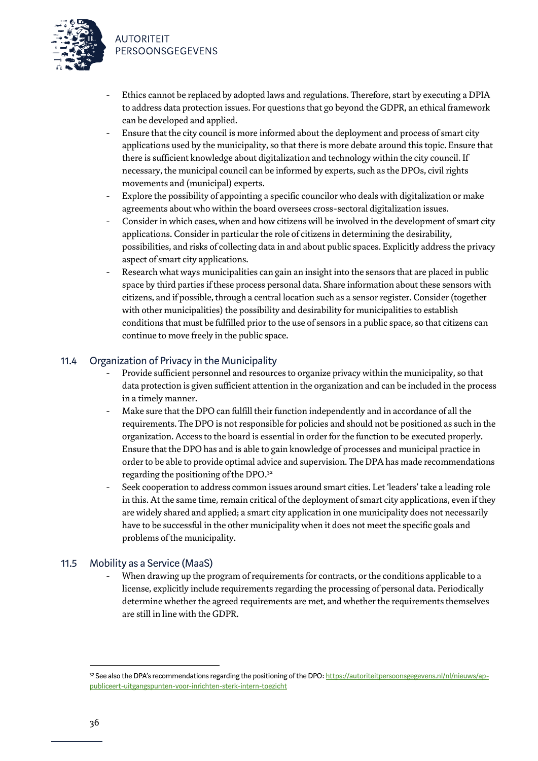- Ethics cannot be replaced by adopted laws and regulations. Therefore, start by executing a DPIA to address data protection issues. For questions that go beyond the GDPR, an ethical framework can be developed and applied.
- Ensure that the city council is more informed about the deployment and process of smart city applications used by the municipality, so that there is more debate around this topic. Ensure that there is sufficient knowledge about digitalization and technology within the city council. If necessary, the municipal council can be informed by experts, such as the DPOs, civil rights movements and (municipal) experts.
- Explore the possibility of appointing a specific councilor who deals with digitalization or make agreements about who within the board oversees cross-sectoral digitalization issues.
- Consider in which cases, when and how citizens will be involved in the development of smart city applications. Consider in particular the role of citizens in determining the desirability, possibilities, and risks of collecting data in and about public spaces. Explicitly address the privacy aspect of smart city applications.
- Research what ways municipalities can gain an insight into the sensors that are placed in public space by third parties if these process personal data. Share information about these sensors with citizens, and if possible, through a central location such as a sensor register. Consider (together with other municipalities) the possibility and desirability for municipalities to establish conditions that must be fulfilled prior to the use of sensors in a public space, so that citizens can continue to move freely in the public space.

## 11.4 Organization of Privacy in the Municipality

- Provide sufficient personnel and resources to organize privacy within the municipality, so that data protection is given sufficient attention in the organization and can be included in the process in a timely manner.
- Make sure that the DPO can fulfill their function independently and in accordance of all the requirements. The DPO is not responsible for policies and should not be positioned as such in the organization. Access to the board is essential in order for the function to be executed properly. Ensure that the DPO has and is able to gain knowledge of processes and municipal practice in order to be able to provide optimal advice and supervision. The DPA has made recommendations regarding the positioning of the DPO.[32]
- Seek cooperation to address common issues around smart cities. Let 'leaders' take a leading role in this. At the same time, remain critical of the deployment of smart city applications, even if they are widely shared and applied; a smart city application in one municipality does not necessarily have to be successful in the other municipality when it does not meet the specific goals and problems of the municipality.

## 11.5 Mobility as a Service (MaaS)

- When drawing up the program of requirements for contracts, or the conditions applicable to a license, explicitly include requirements regarding the processing of personal data. Periodically determine whether the agreed requirements are met, and whether the requirements themselves are still in line with the GDPR.

[32] See also the DPA's recommendations regarding the positioning of the DPO: https://autoriteitpersoonsgegevens.nl/nl/nieuws/ap-publiceert-uitgangspunten-voor-inrichten-sterk-intern-toezicht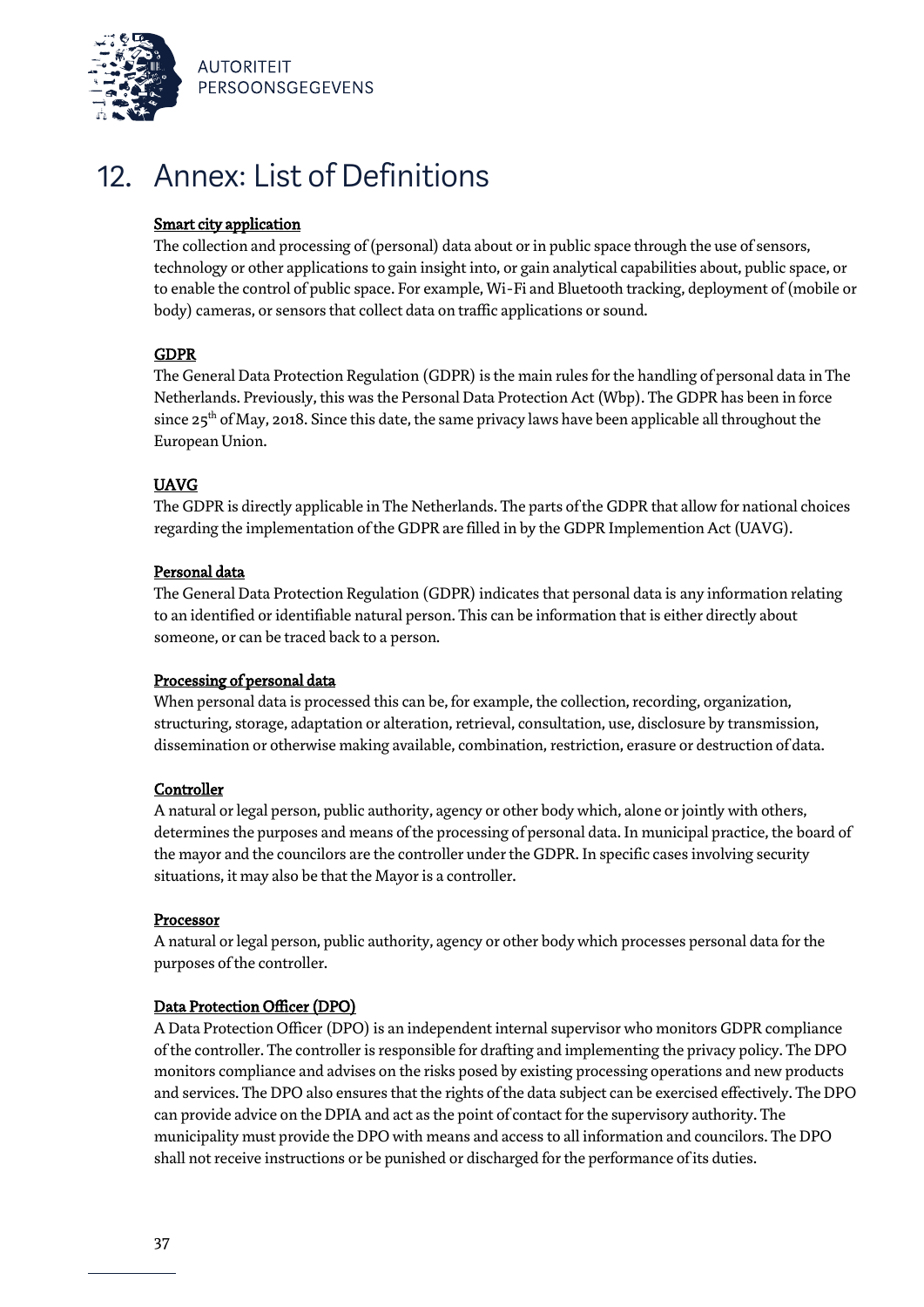# 12. Annex: List of Definitions

<u>**Smart city application**</u>
The collection and processing of (personal) data about or in public space through the use of sensors, technology or other applications to gain insight into, or gain analytical capabilities about, public space, or to enable the control of public space. For example, Wi-Fi and Bluetooth tracking, deployment of (mobile or body) cameras, or sensors that collect data on traffic applications or sound.

<u>**GDPR**</u>
The General Data Protection Regulation (GDPR) is the main rules for the handling of personal data in The Netherlands. Previously, this was the Personal Data Protection Act (Wbp). The GDPR has been in force since 25th of May, 2018. Since this date, the same privacy laws have been applicable all throughout the European Union.

<u>**UAVG**</u>
The GDPR is directly applicable in The Netherlands. The parts of the GDPR that allow for national choices regarding the implementation of the GDPR are filled in by the GDPR Implemention Act (UAVG).

<u>**Personal data**</u>
The General Data Protection Regulation (GDPR) indicates that personal data is any information relating to an identified or identifiable natural person. This can be information that is either directly about someone, or can be traced back to a person.

<u>**Processing of personal data**</u>
When personal data is processed this can be, for example, the collection, recording, organization, structuring, storage, adaptation or alteration, retrieval, consultation, use, disclosure by transmission, dissemination or otherwise making available, combination, restriction, erasure or destruction of data.

<u>**Controller**</u>
A natural or legal person, public authority, agency or other body which, alone or jointly with others, determines the purposes and means of the processing of personal data. In municipal practice, the board of the mayor and the councilors are the controller under the GDPR. In specific cases involving security situations, it may also be that the Mayor is a controller.

<u>**Processor**</u>
A natural or legal person, public authority, agency or other body which processes personal data for the purposes of the controller.

<u>**Data Protection Officer (DPO)**</u>
A Data Protection Officer (DPO) is an independent internal supervisor who monitors GDPR compliance of the controller. The controller is responsible for drafting and implementing the privacy policy. The DPO monitors compliance and advises on the risks posed by existing processing operations and new products and services. The DPO also ensures that the rights of the data subject can be exercised effectively. The DPO can provide advice on the DPIA and act as the point of contact for the supervisory authority. The municipality must provide the DPO with means and access to all information and councilors. The DPO shall not receive instructions or be punished or discharged for the performance of its duties.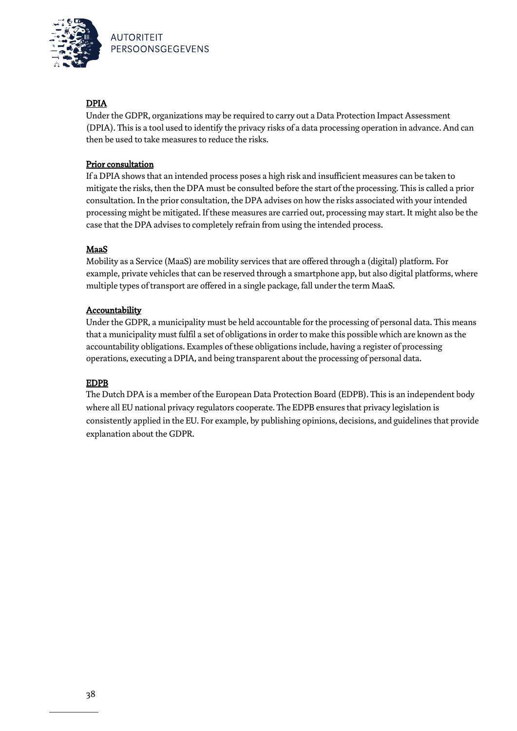**DPIA**

Under the GDPR, organizations may be required to carry out a Data Protection Impact Assessment (DPIA). This is a tool used to identify the privacy risks of a data processing operation in advance. And can then be used to take measures to reduce the risks.

**Prior consultation**

If a DPIA shows that an intended process poses a high risk and insufficient measures can be taken to mitigate the risks, then the DPA must be consulted before the start of the processing. This is called a prior consultation. In the prior consultation, the DPA advises on how the risks associated with your intended processing might be mitigated. If these measures are carried out, processing may start. It might also be the case that the DPA advises to completely refrain from using the intended process.

**MaaS**

Mobility as a Service (MaaS) are mobility services that are offered through a (digital) platform. For example, private vehicles that can be reserved through a smartphone app, but also digital platforms, where multiple types of transport are offered in a single package, fall under the term MaaS.

**Accountability**

Under the GDPR, a municipality must be held accountable for the processing of personal data. This means that a municipality must fulfil a set of obligations in order to make this possible which are known as the accountability obligations. Examples of these obligations include, having a register of processing operations, executing a DPIA, and being transparent about the processing of personal data.

**EDPB**

The Dutch DPA is a member of the European Data Protection Board (EDPB). This is an independent body where all EU national privacy regulators cooperate. The EDPB ensures that privacy legislation is consistently applied in the EU. For example, by publishing opinions, decisions, and guidelines that provide explanation about the GDPR.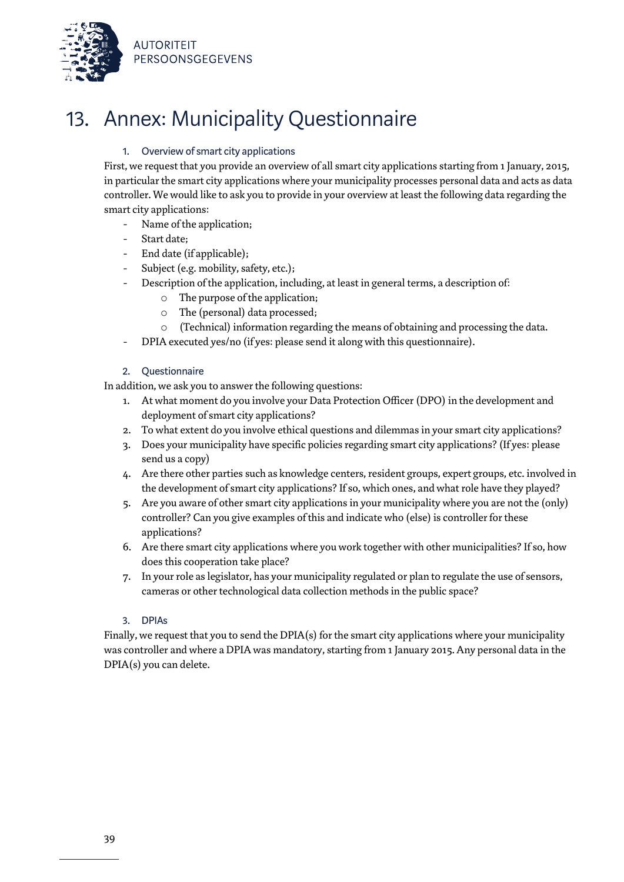# 13. Annex: Municipality Questionnaire

### 1. Overview of smart city applications

First, we request that you provide an overview of all smart city applications starting from 1 January, 2015, in particular the smart city applications where your municipality processes personal data and acts as data controller. We would like to ask you to provide in your overview at least the following data regarding the smart city applications:

- Name of the application;
- Start date;
- End date (if applicable);
- Subject (e.g. mobility, safety, etc.);
- Description of the application, including, at least in general terms, a description of:
  - The purpose of the application;
  - The (personal) data processed;
  - (Technical) information regarding the means of obtaining and processing the data.
- DPIA executed yes/no (if yes: please send it along with this questionnaire).

### 2. Questionnaire

In addition, we ask you to answer the following questions:

1. At what moment do you involve your Data Protection Officer (DPO) in the development and deployment of smart city applications?
2. To what extent do you involve ethical questions and dilemmas in your smart city applications?
3. Does your municipality have specific policies regarding smart city applications? (If yes: please send us a copy)
4. Are there other parties such as knowledge centers, resident groups, expert groups, etc. involved in the development of smart city applications? If so, which ones, and what role have they played?
5. Are you aware of other smart city applications in your municipality where you are not the (only) controller? Can you give examples of this and indicate who (else) is controller for these applications?
6. Are there smart city applications where you work together with other municipalities? If so, how does this cooperation take place?
7. In your role as legislator, has your municipality regulated or plan to regulate the use of sensors, cameras or other technological data collection methods in the public space?

### 3. DPIAs

Finally, we request that you to send the DPIA(s) for the smart city applications where your municipality was controller and where a DPIA was mandatory, starting from 1 January 2015. Any personal data in the DPIA(s) you can delete.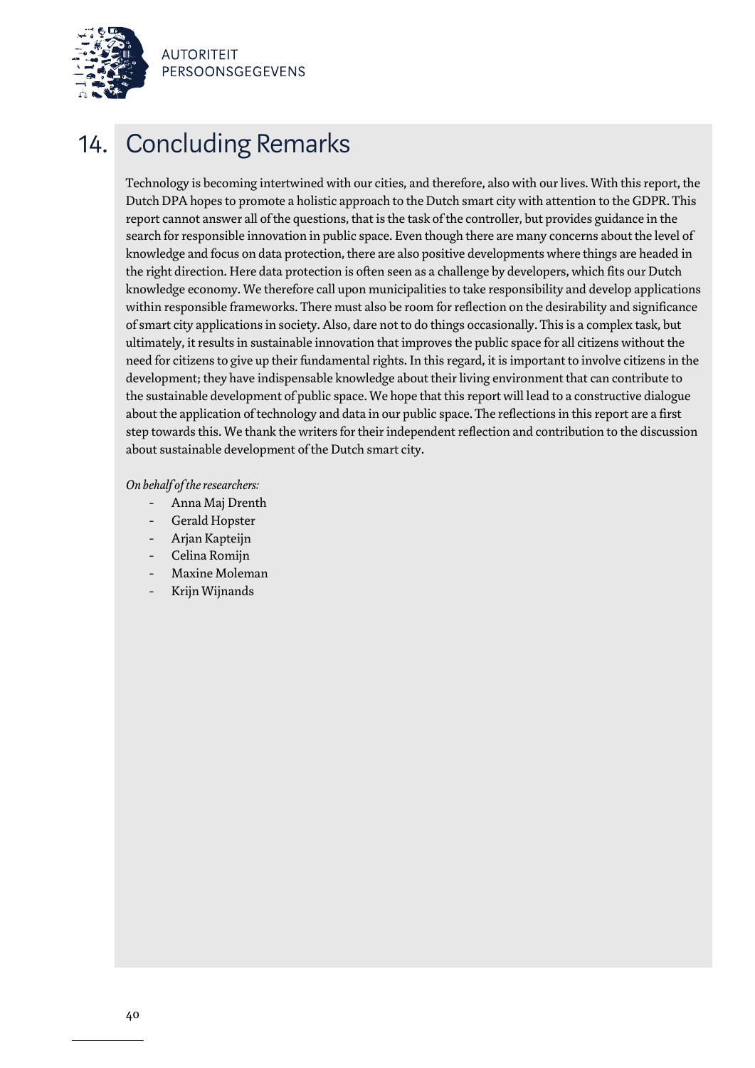# 14. Concluding Remarks

Technology is becoming intertwined with our cities, and therefore, also with our lives. With this report, the Dutch DPA hopes to promote a holistic approach to the Dutch smart city with attention to the GDPR. This report cannot answer all of the questions, that is the task of the controller, but provides guidance in the search for responsible innovation in public space. Even though there are many concerns about the level of knowledge and focus on data protection, there are also positive developments where things are headed in the right direction. Here data protection is often seen as a challenge by developers, which fits our Dutch knowledge economy. We therefore call upon municipalities to take responsibility and develop applications within responsible frameworks. There must also be room for reflection on the desirability and significance of smart city applications in society. Also, dare not to do things occasionally. This is a complex task, but ultimately, it results in sustainable innovation that improves the public space for all citizens without the need for citizens to give up their fundamental rights. In this regard, it is important to involve citizens in the development; they have indispensable knowledge about their living environment that can contribute to the sustainable development of public space. We hope that this report will lead to a constructive dialogue about the application of technology and data in our public space. The reflections in this report are a first step towards this. We thank the writers for their independent reflection and contribution to the discussion about sustainable development of the Dutch smart city.

*On behalf of the researchers:*

- Anna Maj Drenth
- Gerald Hopster
- Arjan Kapteijn
- Celina Romijn
- Maxine Moleman
- Krijn Wijnands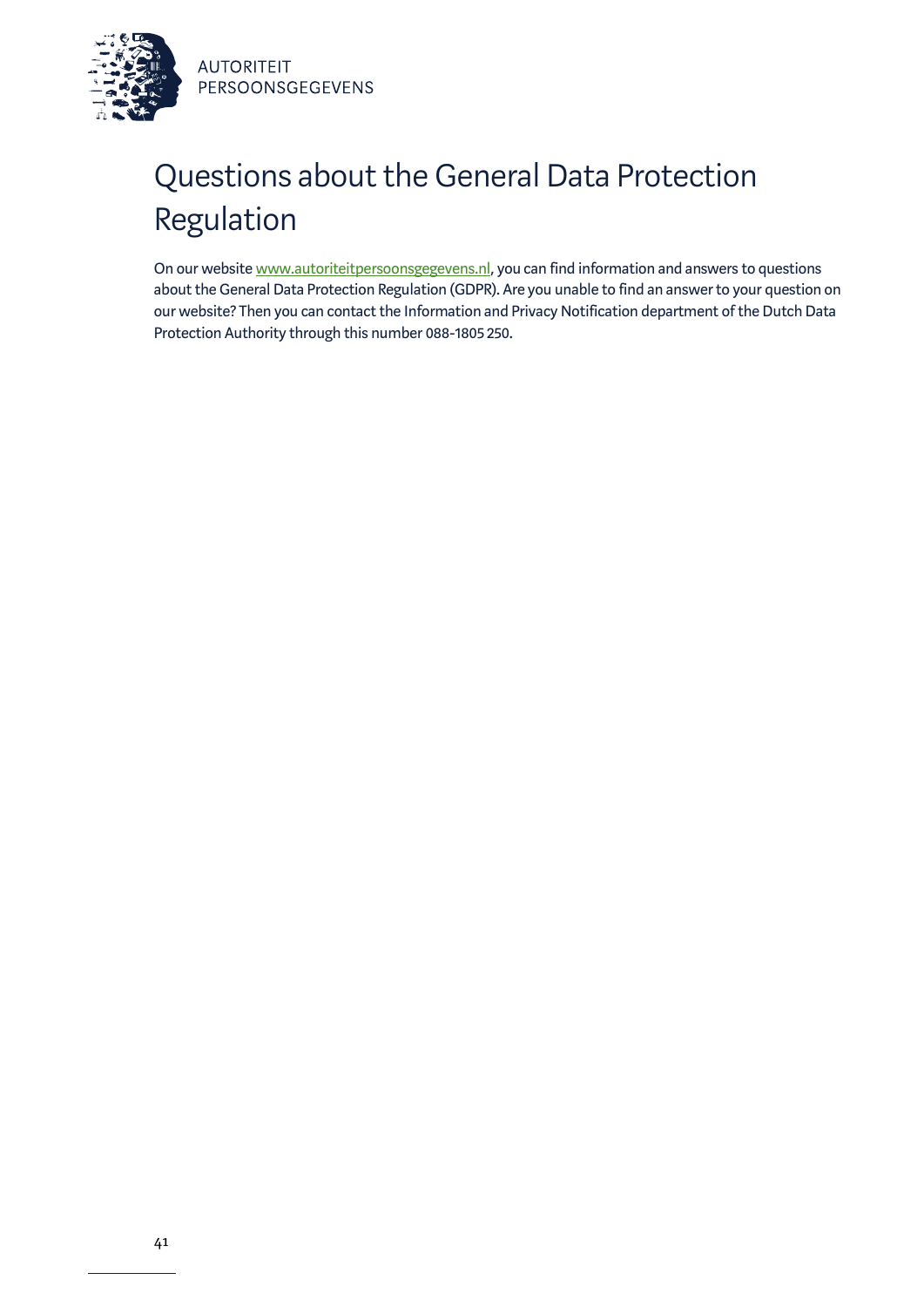# Questions about the General Data Protection Regulation

On our website www.autoriteitpersoonsgegevens.nl, you can find information and answers to questions about the General Data Protection Regulation (GDPR). Are you unable to find an answer to your question on our website? Then you can contact the Information and Privacy Notification department of the Dutch Data Protection Authority through this number 088-1805 250.